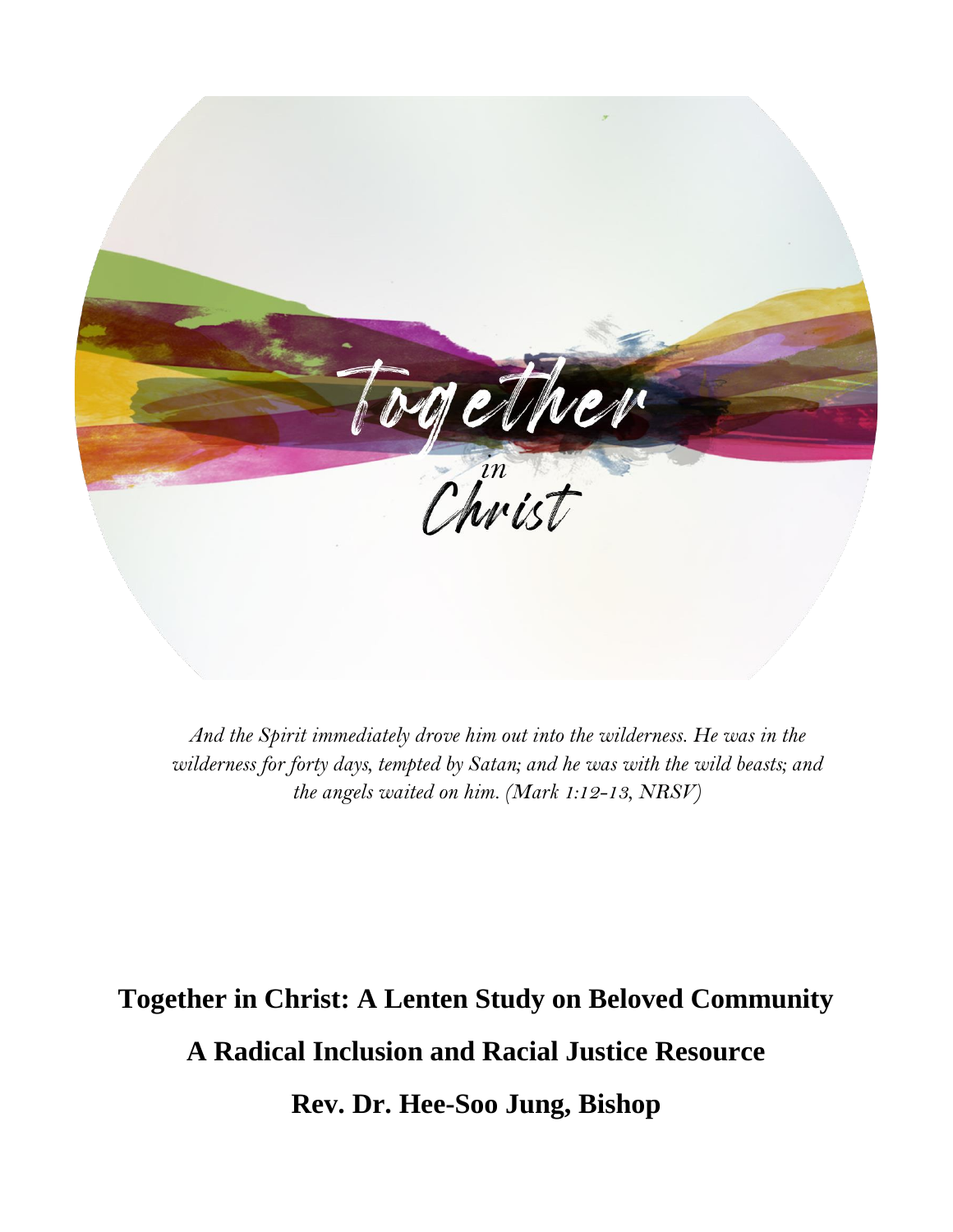Together in Christ

*And the Spirit immediately drove him out into the wilderness. He was in the wilderness for forty days, tempted by Satan; and he was with the wild beasts; and the angels waited on him. (Mark 1:12-13, NRSV)*

# Together in Christ: A Lenten Study on Beloved Community

## A Radical Inclusion and Racial Justice Resource

## Rev. Dr. Hee-Soo Jung, Bishop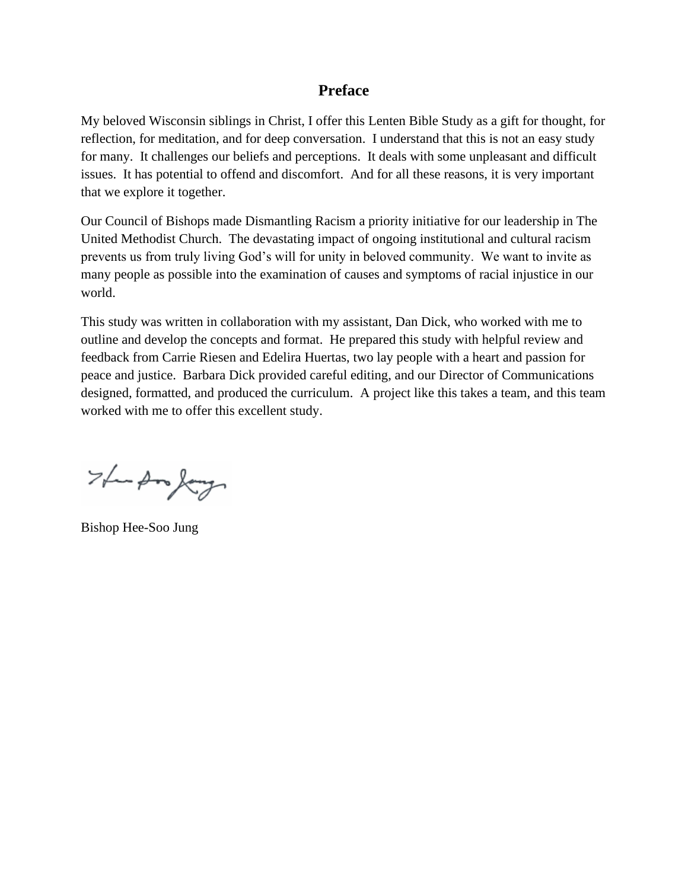# Preface

My beloved Wisconsin siblings in Christ, I offer this Lenten Bible Study as a gift for thought, for reflection, for meditation, and for deep conversation. I understand that this is not an easy study for many. It challenges our beliefs and perceptions. It deals with some unpleasant and difficult issues. It has potential to offend and discomfort. And for all these reasons, it is very important that we explore it together.

Our Council of Bishops made Dismantling Racism a priority initiative for our leadership in The United Methodist Church. The devastating impact of ongoing institutional and cultural racism prevents us from truly living God's will for unity in beloved community. We want to invite as many people as possible into the examination of causes and symptoms of racial injustice in our world.

This study was written in collaboration with my assistant, Dan Dick, who worked with me to outline and develop the concepts and format. He prepared this study with helpful review and feedback from Carrie Riesen and Edelira Huertas, two lay people with a heart and passion for peace and justice. Barbara Dick provided careful editing, and our Director of Communications designed, formatted, and produced the curriculum. A project like this takes a team, and this team worked with me to offer this excellent study.

Bishop Hee-Soo Jung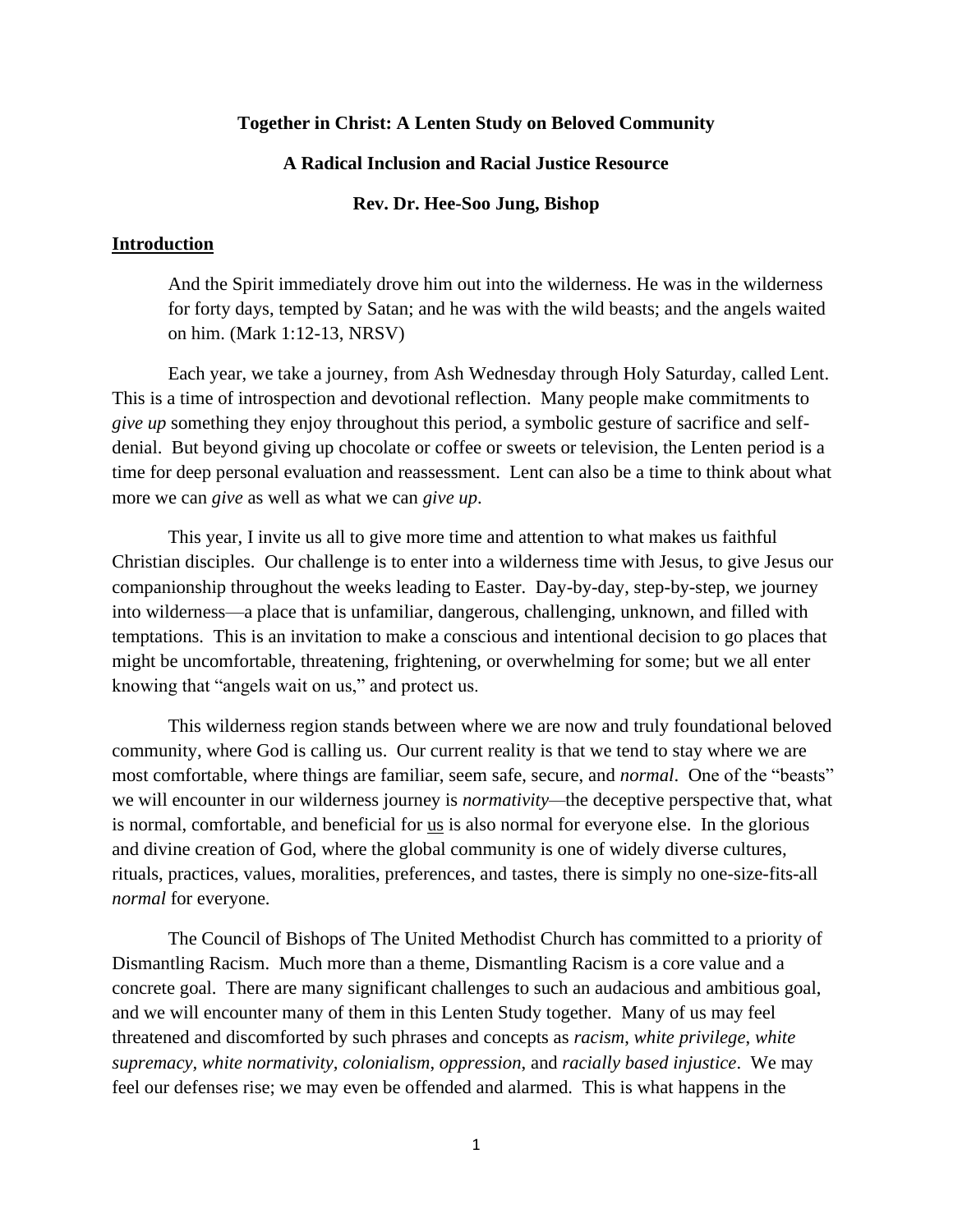**Together in Christ: A Lenten Study on Beloved Community**

**A Radical Inclusion and Racial Justice Resource**

**Rev. Dr. Hee-Soo Jung, Bishop**

## Introduction

> And the Spirit immediately drove him out into the wilderness. He was in the wilderness for forty days, tempted by Satan; and he was with the wild beasts; and the angels waited on him. (Mark 1:12-13, NRSV)

Each year, we take a journey, from Ash Wednesday through Holy Saturday, called Lent. This is a time of introspection and devotional reflection. Many people make commitments to *give up* something they enjoy throughout this period, a symbolic gesture of sacrifice and self-denial. But beyond giving up chocolate or coffee or sweets or television, the Lenten period is a time for deep personal evaluation and reassessment. Lent can also be a time to think about what more we can *give* as well as what we can *give up*.

This year, I invite us all to give more time and attention to what makes us faithful Christian disciples. Our challenge is to enter into a wilderness time with Jesus, to give Jesus our companionship throughout the weeks leading to Easter. Day-by-day, step-by-step, we journey into wilderness—a place that is unfamiliar, dangerous, challenging, unknown, and filled with temptations. This is an invitation to make a conscious and intentional decision to go places that might be uncomfortable, threatening, frightening, or overwhelming for some; but we all enter knowing that "angels wait on us," and protect us.

This wilderness region stands between where we are now and truly foundational beloved community, where God is calling us. Our current reality is that we tend to stay where we are most comfortable, where things are familiar, seem safe, secure, and *normal*. One of the "beasts" we will encounter in our wilderness journey is *normativity*—the deceptive perspective that, what is normal, comfortable, and beneficial for us is also normal for everyone else. In the glorious and divine creation of God, where the global community is one of widely diverse cultures, rituals, practices, values, moralities, preferences, and tastes, there is simply no one-size-fits-all *normal* for everyone.

The Council of Bishops of The United Methodist Church has committed to a priority of Dismantling Racism. Much more than a theme, Dismantling Racism is a core value and a concrete goal. There are many significant challenges to such an audacious and ambitious goal, and we will encounter many of them in this Lenten Study together. Many of us may feel threatened and discomforted by such phrases and concepts as *racism*, *white privilege*, *white supremacy*, *white normativity*, *colonialism*, *oppression*, and *racially based injustice*. We may feel our defenses rise; we may even be offended and alarmed. This is what happens in the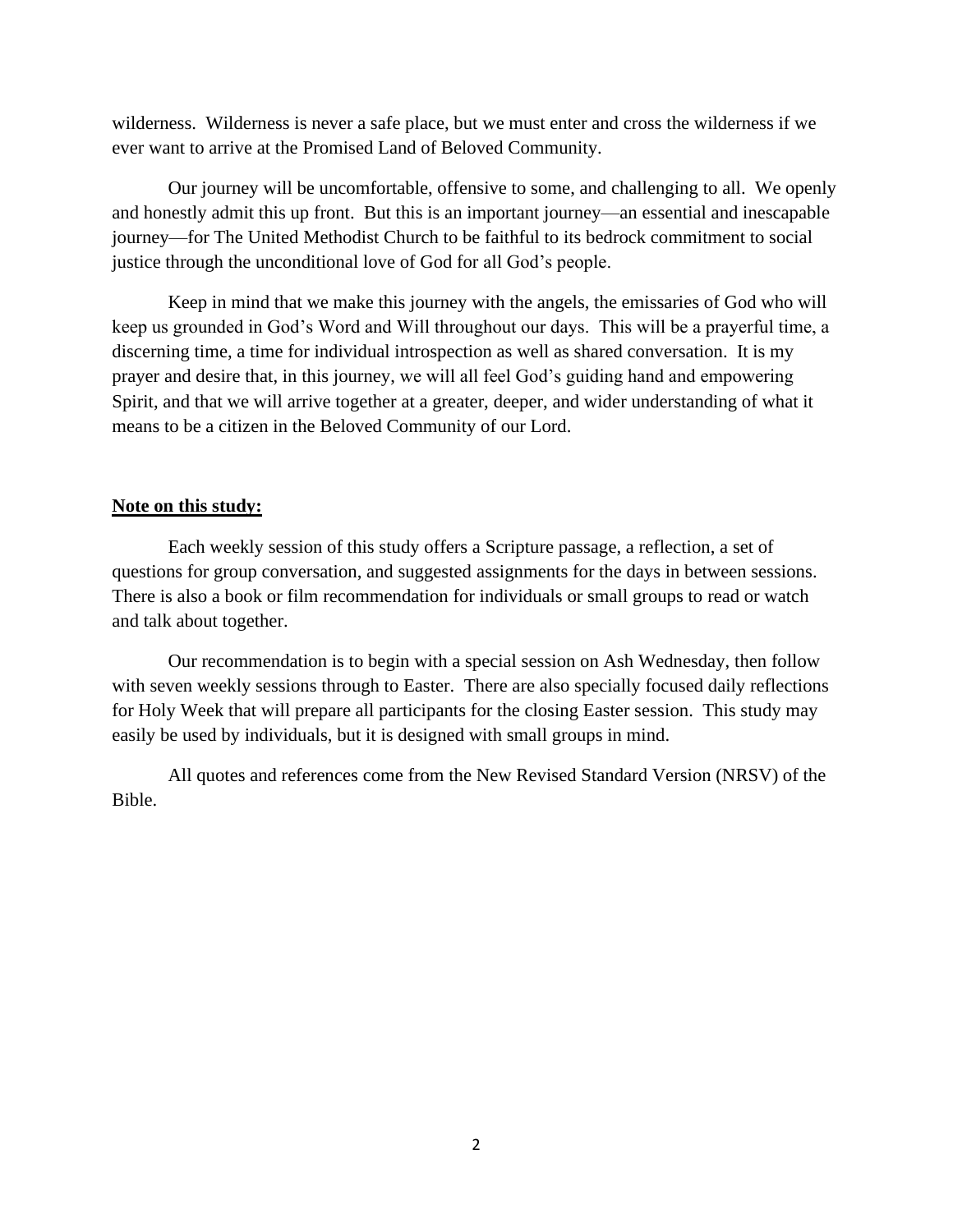wilderness. Wilderness is never a safe place, but we must enter and cross the wilderness if we ever want to arrive at the Promised Land of Beloved Community.

Our journey will be uncomfortable, offensive to some, and challenging to all. We openly and honestly admit this up front. But this is an important journey—an essential and inescapable journey—for The United Methodist Church to be faithful to its bedrock commitment to social justice through the unconditional love of God for all God's people.

Keep in mind that we make this journey with the angels, the emissaries of God who will keep us grounded in God's Word and Will throughout our days. This will be a prayerful time, a discerning time, a time for individual introspection as well as shared conversation. It is my prayer and desire that, in this journey, we will all feel God's guiding hand and empowering Spirit, and that we will arrive together at a greater, deeper, and wider understanding of what it means to be a citizen in the Beloved Community of our Lord.

**Note on this study:**

Each weekly session of this study offers a Scripture passage, a reflection, a set of questions for group conversation, and suggested assignments for the days in between sessions. There is also a book or film recommendation for individuals or small groups to read or watch and talk about together.

Our recommendation is to begin with a special session on Ash Wednesday, then follow with seven weekly sessions through to Easter. There are also specially focused daily reflections for Holy Week that will prepare all participants for the closing Easter session. This study may easily be used by individuals, but it is designed with small groups in mind.

All quotes and references come from the New Revised Standard Version (NRSV) of the Bible.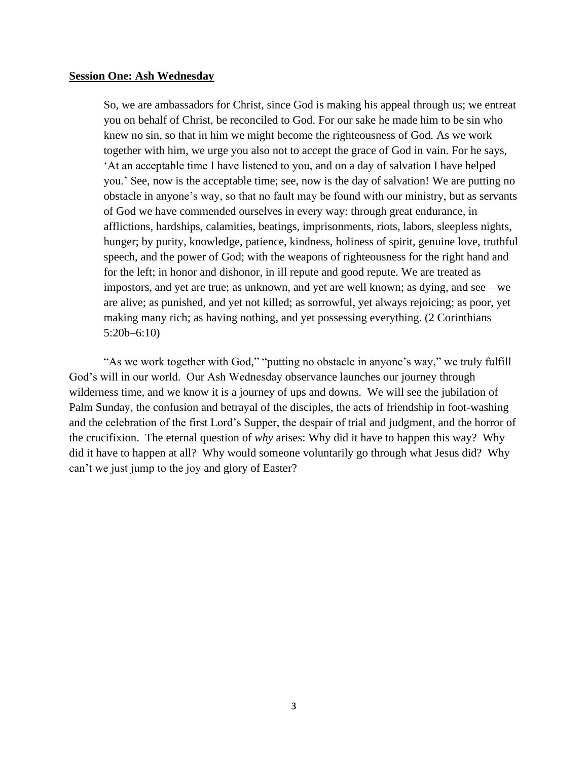## **Session One: Ash Wednesday**

> So, we are ambassadors for Christ, since God is making his appeal through us; we entreat you on behalf of Christ, be reconciled to God. For our sake he made him to be sin who knew no sin, so that in him we might become the righteousness of God. As we work together with him, we urge you also not to accept the grace of God in vain. For he says, 'At an acceptable time I have listened to you, and on a day of salvation I have helped you.' See, now is the acceptable time; see, now is the day of salvation! We are putting no obstacle in anyone's way, so that no fault may be found with our ministry, but as servants of God we have commended ourselves in every way: through great endurance, in afflictions, hardships, calamities, beatings, imprisonments, riots, labors, sleepless nights, hunger; by purity, knowledge, patience, kindness, holiness of spirit, genuine love, truthful speech, and the power of God; with the weapons of righteousness for the right hand and for the left; in honor and dishonor, in ill repute and good repute. We are treated as impostors, and yet are true; as unknown, and yet are well known; as dying, and see—we are alive; as punished, and yet not killed; as sorrowful, yet always rejoicing; as poor, yet making many rich; as having nothing, and yet possessing everything. (2 Corinthians 5:20b–6:10)

"As we work together with God," "putting no obstacle in anyone's way," we truly fulfill God's will in our world. Our Ash Wednesday observance launches our journey through wilderness time, and we know it is a journey of ups and downs. We will see the jubilation of Palm Sunday, the confusion and betrayal of the disciples, the acts of friendship in foot-washing and the celebration of the first Lord's Supper, the despair of trial and judgment, and the horror of the crucifixion. The eternal question of *why* arises: Why did it have to happen this way? Why did it have to happen at all? Why would someone voluntarily go through what Jesus did? Why can't we just jump to the joy and glory of Easter?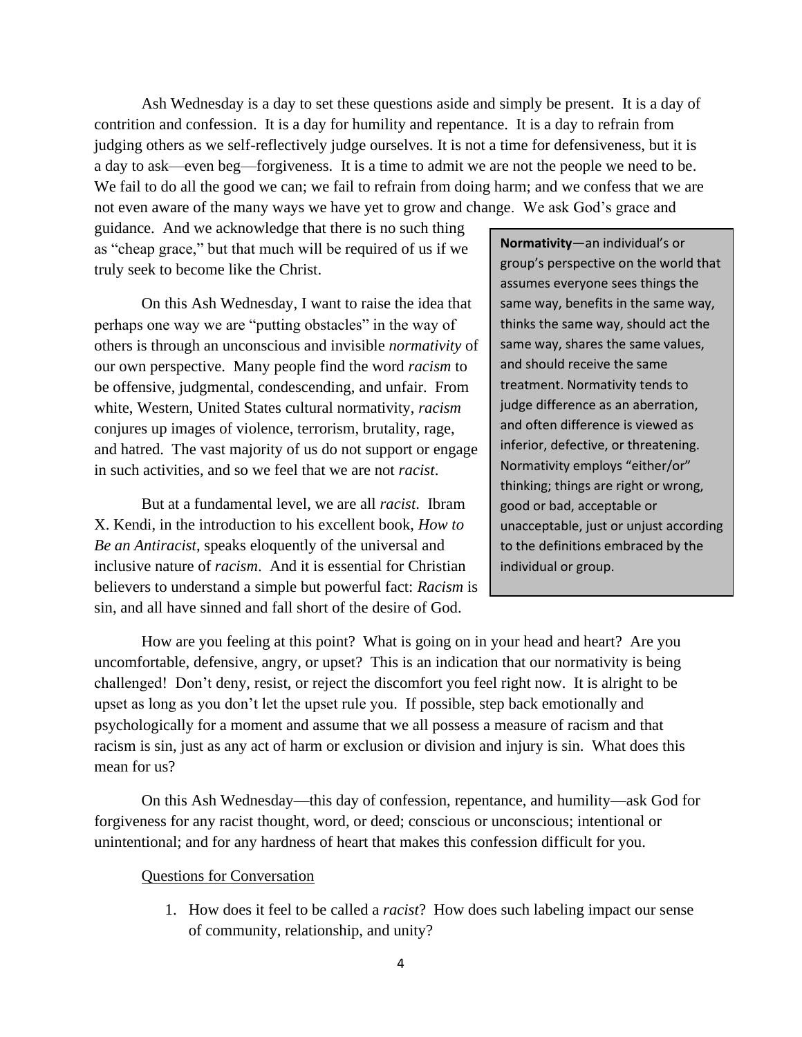Ash Wednesday is a day to set these questions aside and simply be present. It is a day of contrition and confession. It is a day for humility and repentance. It is a day to refrain from judging others as we self-reflectively judge ourselves. It is not a time for defensiveness, but it is a day to ask—even beg—forgiveness. It is a time to admit we are not the people we need to be. We fail to do all the good we can; we fail to refrain from doing harm; and we confess that we are not even aware of the many ways we have yet to grow and change. We ask God's grace and guidance. And we acknowledge that there is no such thing as "cheap grace," but that much will be required of us if we truly seek to become like the Christ.

On this Ash Wednesday, I want to raise the idea that perhaps one way we are "putting obstacles" in the way of others is through an unconscious and invisible *normativity* of our own perspective. Many people find the word *racism* to be offensive, judgmental, condescending, and unfair. From white, Western, United States cultural normativity, *racism* conjures up images of violence, terrorism, brutality, rage, and hatred. The vast majority of us do not support or engage in such activities, and so we feel that we are not *racist*.

But at a fundamental level, we are all *racist*. Ibram X. Kendi, in the introduction to his excellent book, *How to Be an Antiracist*, speaks eloquently of the universal and inclusive nature of *racism*. And it is essential for Christian believers to understand a simple but powerful fact: *Racism* is sin, and all have sinned and fall short of the desire of God.

> **Normativity**—an individual's or group's perspective on the world that assumes everyone sees things the same way, benefits in the same way, thinks the same way, should act the same way, shares the same values, and should receive the same treatment. Normativity tends to judge difference as an aberration, and often difference is viewed as inferior, defective, or threatening. Normativity employs "either/or" thinking; things are right or wrong, good or bad, acceptable or unacceptable, just or unjust according to the definitions embraced by the individual or group.

How are you feeling at this point? What is going on in your head and heart? Are you uncomfortable, defensive, angry, or upset? This is an indication that our normativity is being challenged! Don't deny, resist, or reject the discomfort you feel right now. It is alright to be upset as long as you don't let the upset rule you. If possible, step back emotionally and psychologically for a moment and assume that we all possess a measure of racism and that racism is sin, just as any act of harm or exclusion or division and injury is sin. What does this mean for us?

On this Ash Wednesday—this day of confession, repentance, and humility—ask God for forgiveness for any racist thought, word, or deed; conscious or unconscious; intentional or unintentional; and for any hardness of heart that makes this confession difficult for you.

<u>Questions for Conversation</u>

1. How does it feel to be called a *racist*? How does such labeling impact our sense of community, relationship, and unity?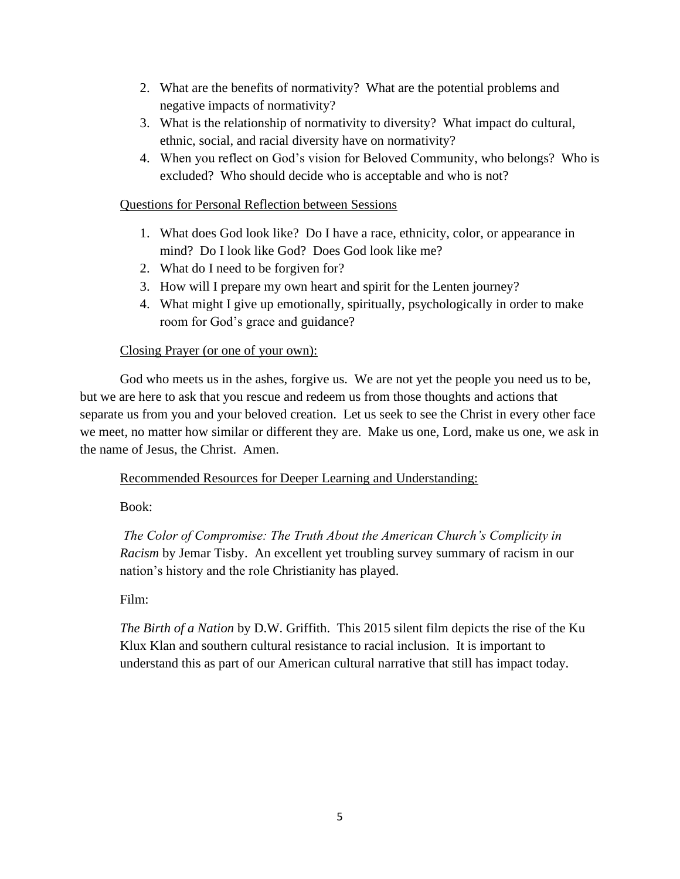2. What are the benefits of normativity? What are the potential problems and negative impacts of normativity?
3. What is the relationship of normativity to diversity? What impact do cultural, ethnic, social, and racial diversity have on normativity?
4. When you reflect on God's vision for Beloved Community, who belongs? Who is excluded? Who should decide who is acceptable and who is not?

<u>Questions for Personal Reflection between Sessions</u>

1. What does God look like? Do I have a race, ethnicity, color, or appearance in mind? Do I look like God? Does God look like me?
2. What do I need to be forgiven for?
3. How will I prepare my own heart and spirit for the Lenten journey?
4. What might I give up emotionally, spiritually, psychologically in order to make room for God's grace and guidance?

<u>Closing Prayer (or one of your own):</u>

God who meets us in the ashes, forgive us. We are not yet the people you need us to be, but we are here to ask that you rescue and redeem us from those thoughts and actions that separate us from you and your beloved creation. Let us seek to see the Christ in every other face we meet, no matter how similar or different they are. Make us one, Lord, make us one, we ask in the name of Jesus, the Christ. Amen.

<u>Recommended Resources for Deeper Learning and Understanding:</u>

Book:

*The Color of Compromise: The Truth About the American Church's Complicity in Racism* by Jemar Tisby. An excellent yet troubling survey summary of racism in our nation's history and the role Christianity has played.

Film:

*The Birth of a Nation* by D.W. Griffith. This 2015 silent film depicts the rise of the Ku Klux Klan and southern cultural resistance to racial inclusion. It is important to understand this as part of our American cultural narrative that still has impact today.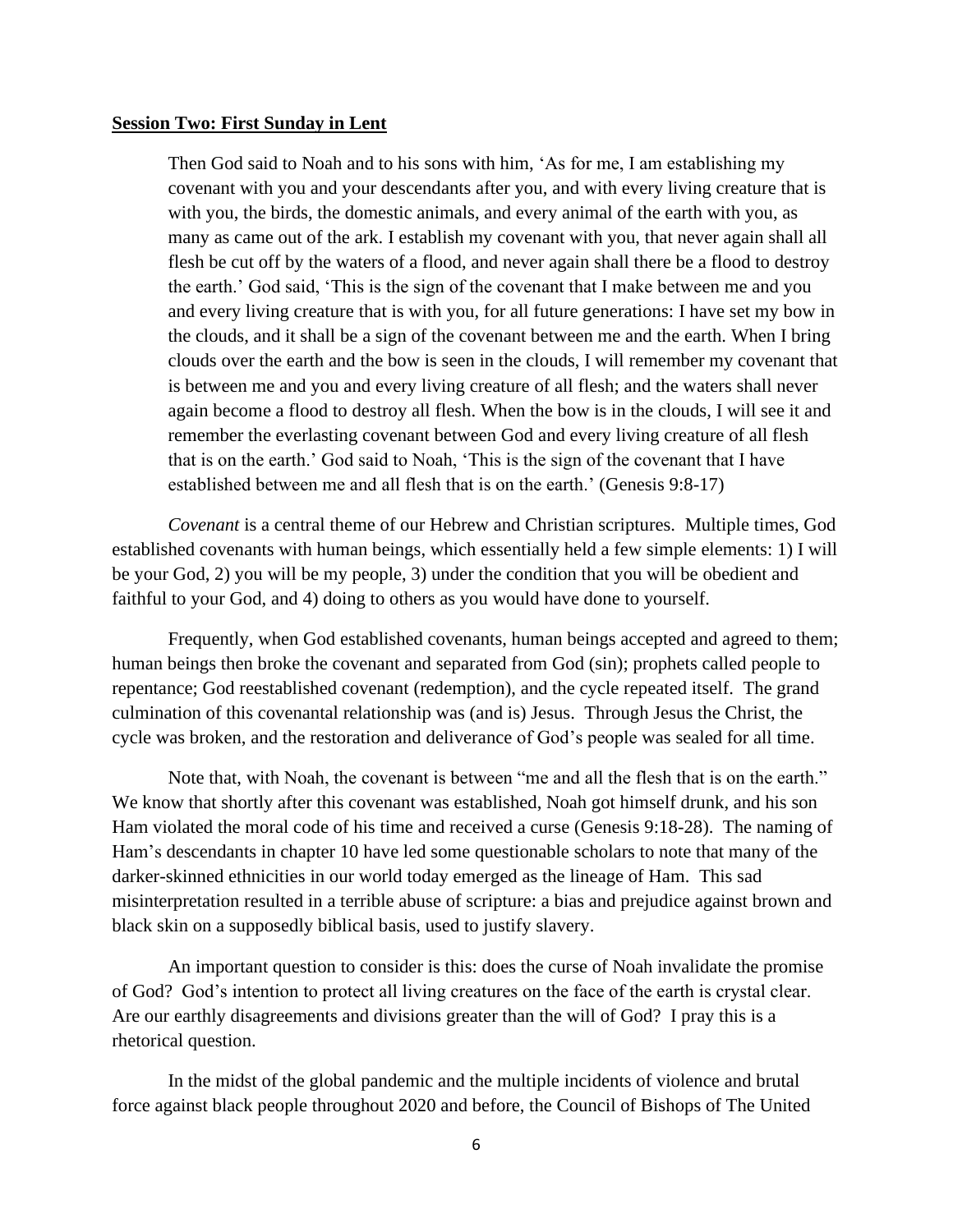**Session Two: First Sunday in Lent**

> Then God said to Noah and to his sons with him, 'As for me, I am establishing my covenant with you and your descendants after you, and with every living creature that is with you, the birds, the domestic animals, and every animal of the earth with you, as many as came out of the ark. I establish my covenant with you, that never again shall all flesh be cut off by the waters of a flood, and never again shall there be a flood to destroy the earth.' God said, 'This is the sign of the covenant that I make between me and you and every living creature that is with you, for all future generations: I have set my bow in the clouds, and it shall be a sign of the covenant between me and the earth. When I bring clouds over the earth and the bow is seen in the clouds, I will remember my covenant that is between me and you and every living creature of all flesh; and the waters shall never again become a flood to destroy all flesh. When the bow is in the clouds, I will see it and remember the everlasting covenant between God and every living creature of all flesh that is on the earth.' God said to Noah, 'This is the sign of the covenant that I have established between me and all flesh that is on the earth.' (Genesis 9:8-17)

*Covenant* is a central theme of our Hebrew and Christian scriptures. Multiple times, God established covenants with human beings, which essentially held a few simple elements: 1) I will be your God, 2) you will be my people, 3) under the condition that you will be obedient and faithful to your God, and 4) doing to others as you would have done to yourself.

Frequently, when God established covenants, human beings accepted and agreed to them; human beings then broke the covenant and separated from God (sin); prophets called people to repentance; God reestablished covenant (redemption), and the cycle repeated itself. The grand culmination of this covenantal relationship was (and is) Jesus. Through Jesus the Christ, the cycle was broken, and the restoration and deliverance of God's people was sealed for all time.

Note that, with Noah, the covenant is between "me and all the flesh that is on the earth." We know that shortly after this covenant was established, Noah got himself drunk, and his son Ham violated the moral code of his time and received a curse (Genesis 9:18-28). The naming of Ham's descendants in chapter 10 have led some questionable scholars to note that many of the darker-skinned ethnicities in our world today emerged as the lineage of Ham. This sad misinterpretation resulted in a terrible abuse of scripture: a bias and prejudice against brown and black skin on a supposedly biblical basis, used to justify slavery.

An important question to consider is this: does the curse of Noah invalidate the promise of God? God's intention to protect all living creatures on the face of the earth is crystal clear. Are our earthly disagreements and divisions greater than the will of God? I pray this is a rhetorical question.

In the midst of the global pandemic and the multiple incidents of violence and brutal force against black people throughout 2020 and before, the Council of Bishops of The United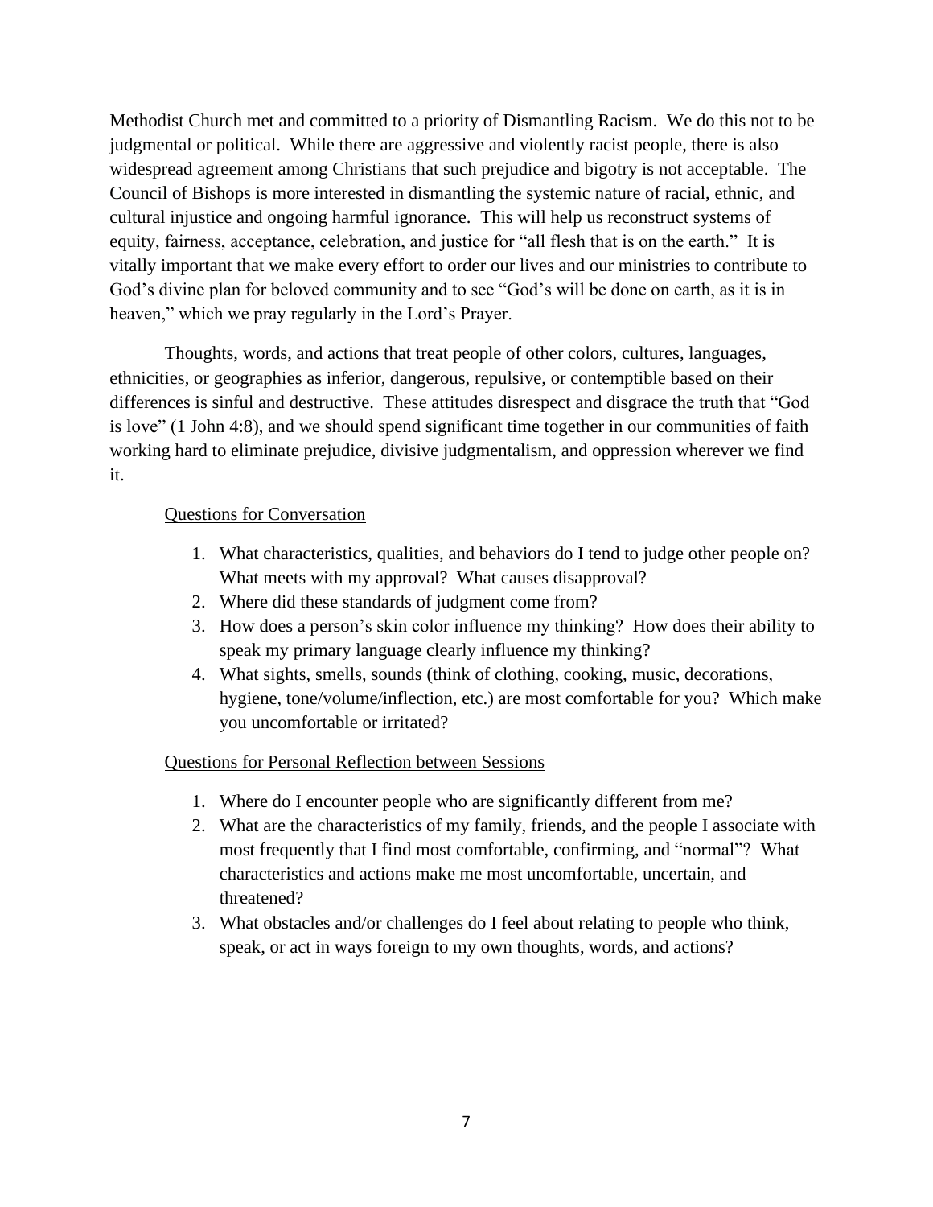Methodist Church met and committed to a priority of Dismantling Racism. We do this not to be judgmental or political. While there are aggressive and violently racist people, there is also widespread agreement among Christians that such prejudice and bigotry is not acceptable. The Council of Bishops is more interested in dismantling the systemic nature of racial, ethnic, and cultural injustice and ongoing harmful ignorance. This will help us reconstruct systems of equity, fairness, acceptance, celebration, and justice for "all flesh that is on the earth." It is vitally important that we make every effort to order our lives and our ministries to contribute to God's divine plan for beloved community and to see "God's will be done on earth, as it is in heaven," which we pray regularly in the Lord's Prayer.

Thoughts, words, and actions that treat people of other colors, cultures, languages, ethnicities, or geographies as inferior, dangerous, repulsive, or contemptible based on their differences is sinful and destructive. These attitudes disrespect and disgrace the truth that "God is love" (1 John 4:8), and we should spend significant time together in our communities of faith working hard to eliminate prejudice, divisive judgmentalism, and oppression wherever we find it.

Questions for Conversation

1. What characteristics, qualities, and behaviors do I tend to judge other people on? What meets with my approval? What causes disapproval?
2. Where did these standards of judgment come from?
3. How does a person's skin color influence my thinking? How does their ability to speak my primary language clearly influence my thinking?
4. What sights, smells, sounds (think of clothing, cooking, music, decorations, hygiene, tone/volume/inflection, etc.) are most comfortable for you? Which make you uncomfortable or irritated?

Questions for Personal Reflection between Sessions

1. Where do I encounter people who are significantly different from me?
2. What are the characteristics of my family, friends, and the people I associate with most frequently that I find most comfortable, confirming, and "normal"? What characteristics and actions make me most uncomfortable, uncertain, and threatened?
3. What obstacles and/or challenges do I feel about relating to people who think, speak, or act in ways foreign to my own thoughts, words, and actions?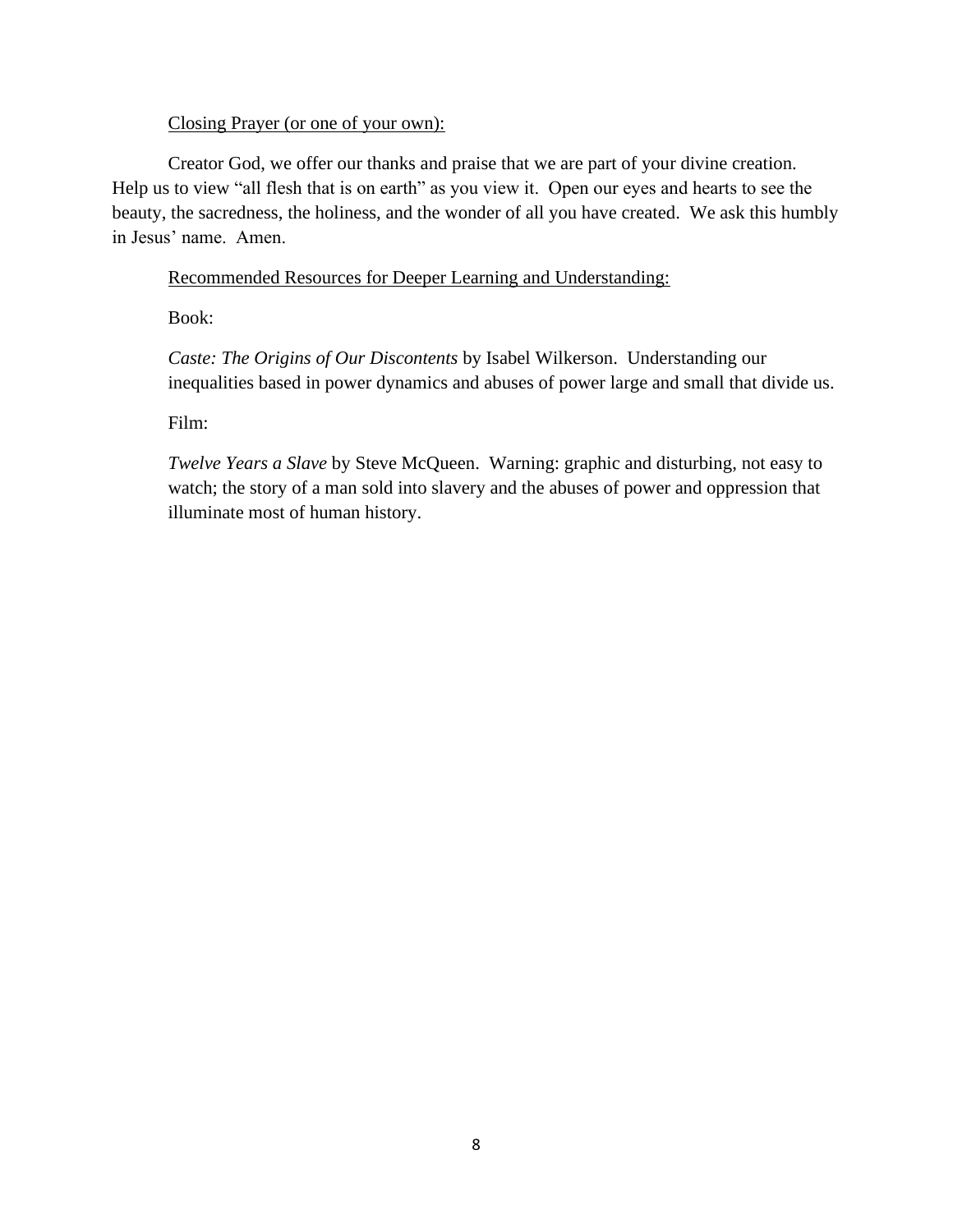Closing Prayer (or one of your own):

Creator God, we offer our thanks and praise that we are part of your divine creation. Help us to view "all flesh that is on earth" as you view it. Open our eyes and hearts to see the beauty, the sacredness, the holiness, and the wonder of all you have created. We ask this humbly in Jesus' name. Amen.

Recommended Resources for Deeper Learning and Understanding:

Book:

*Caste: The Origins of Our Discontents* by Isabel Wilkerson. Understanding our inequalities based in power dynamics and abuses of power large and small that divide us.

Film:

*Twelve Years a Slave* by Steve McQueen. Warning: graphic and disturbing, not easy to watch; the story of a man sold into slavery and the abuses of power and oppression that illuminate most of human history.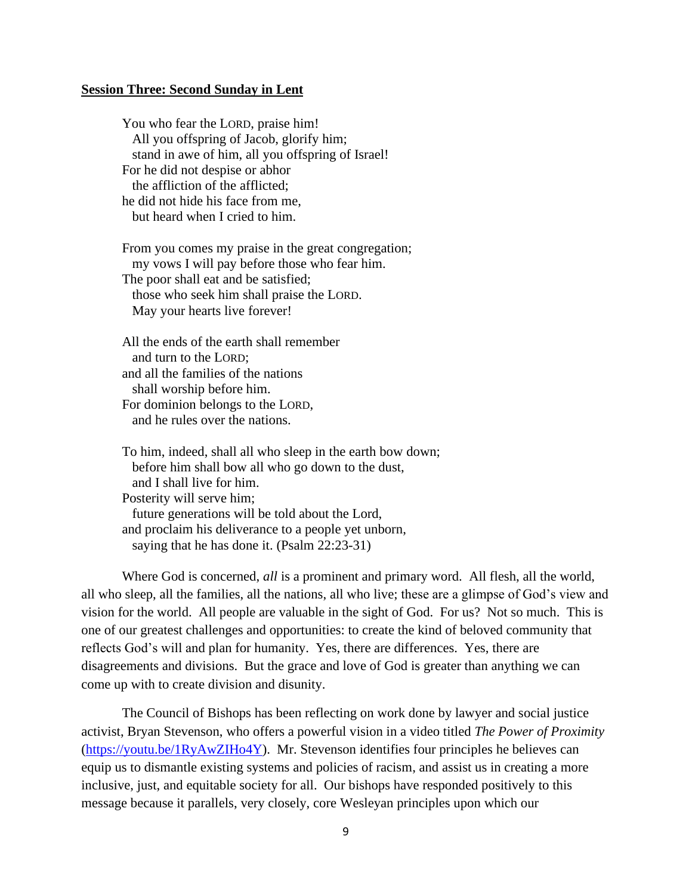**Session Three: Second Sunday in Lent**

> You who fear the LORD, praise him!
> All you offspring of Jacob, glorify him;
> stand in awe of him, all you offspring of Israel!
> For he did not despise or abhor
> the affliction of the afflicted;
> he did not hide his face from me,
> but heard when I cried to him.
>
> From you comes my praise in the great congregation;
> my vows I will pay before those who fear him.
> The poor shall eat and be satisfied;
> those who seek him shall praise the LORD.
> May your hearts live forever!
>
> All the ends of the earth shall remember
> and turn to the LORD;
> and all the families of the nations
> shall worship before him.
> For dominion belongs to the LORD,
> and he rules over the nations.
>
> To him, indeed, shall all who sleep in the earth bow down;
> before him shall bow all who go down to the dust,
> and I shall live for him.
> Posterity will serve him;
> future generations will be told about the Lord,
> and proclaim his deliverance to a people yet unborn,
> saying that he has done it. (Psalm 22:23-31)

Where God is concerned, *all* is a prominent and primary word. All flesh, all the world, all who sleep, all the families, all the nations, all who live; these are a glimpse of God's view and vision for the world. All people are valuable in the sight of God. For us? Not so much. This is one of our greatest challenges and opportunities: to create the kind of beloved community that reflects God's will and plan for humanity. Yes, there are differences. Yes, there are disagreements and divisions. But the grace and love of God is greater than anything we can come up with to create division and disunity.

The Council of Bishops has been reflecting on work done by lawyer and social justice activist, Bryan Stevenson, who offers a powerful vision in a video titled *The Power of Proximity* (https://youtu.be/1RyAwZIHo4Y). Mr. Stevenson identifies four principles he believes can equip us to dismantle existing systems and policies of racism, and assist us in creating a more inclusive, just, and equitable society for all. Our bishops have responded positively to this message because it parallels, very closely, core Wesleyan principles upon which our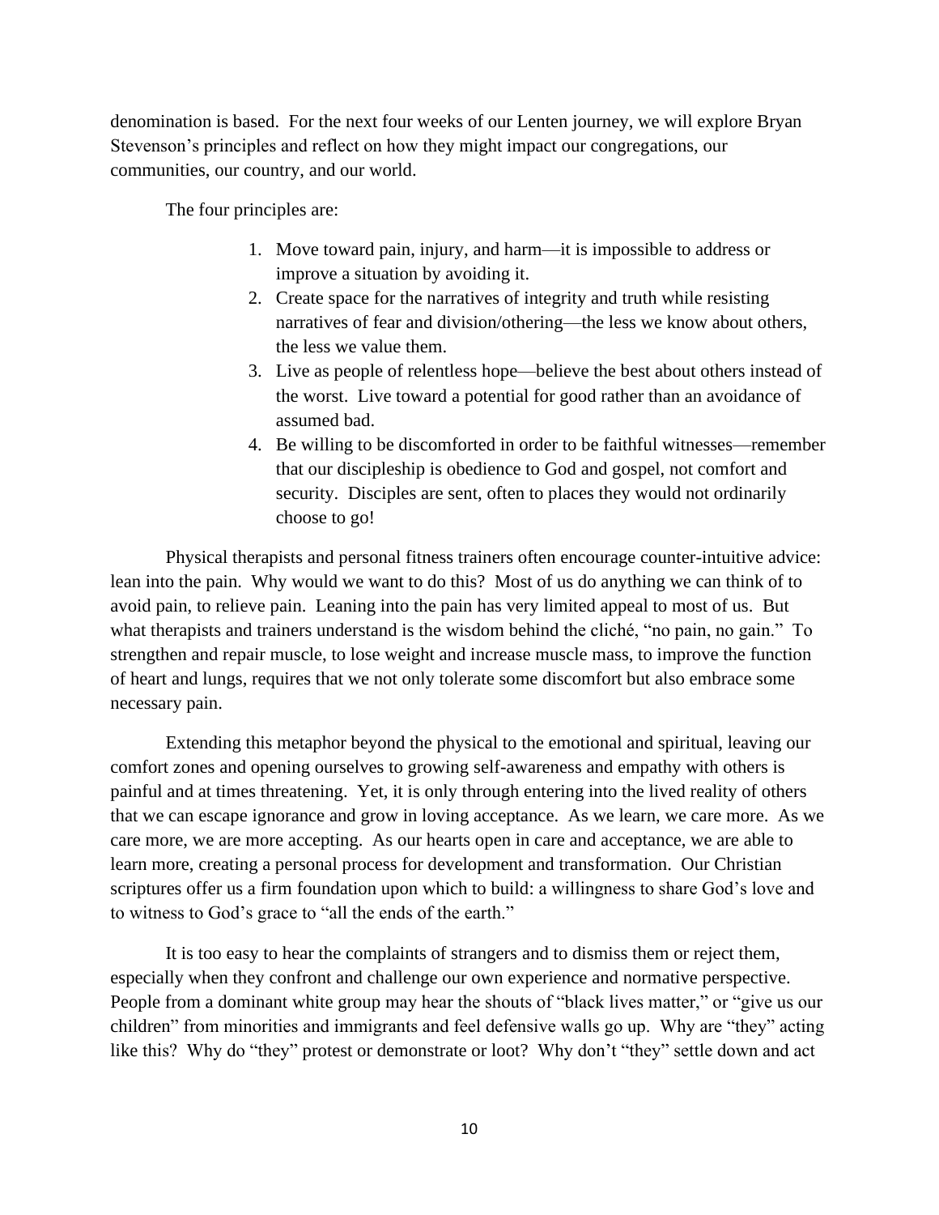denomination is based. For the next four weeks of our Lenten journey, we will explore Bryan Stevenson's principles and reflect on how they might impact our congregations, our communities, our country, and our world.

The four principles are:

1. Move toward pain, injury, and harm—it is impossible to address or improve a situation by avoiding it.
2. Create space for the narratives of integrity and truth while resisting narratives of fear and division/othering—the less we know about others, the less we value them.
3. Live as people of relentless hope—believe the best about others instead of the worst. Live toward a potential for good rather than an avoidance of assumed bad.
4. Be willing to be discomforted in order to be faithful witnesses—remember that our discipleship is obedience to God and gospel, not comfort and security. Disciples are sent, often to places they would not ordinarily choose to go!

Physical therapists and personal fitness trainers often encourage counter-intuitive advice: lean into the pain. Why would we want to do this? Most of us do anything we can think of to avoid pain, to relieve pain. Leaning into the pain has very limited appeal to most of us. But what therapists and trainers understand is the wisdom behind the cliché, "no pain, no gain." To strengthen and repair muscle, to lose weight and increase muscle mass, to improve the function of heart and lungs, requires that we not only tolerate some discomfort but also embrace some necessary pain.

Extending this metaphor beyond the physical to the emotional and spiritual, leaving our comfort zones and opening ourselves to growing self-awareness and empathy with others is painful and at times threatening. Yet, it is only through entering into the lived reality of others that we can escape ignorance and grow in loving acceptance. As we learn, we care more. As we care more, we are more accepting. As our hearts open in care and acceptance, we are able to learn more, creating a personal process for development and transformation. Our Christian scriptures offer us a firm foundation upon which to build: a willingness to share God's love and to witness to God's grace to "all the ends of the earth."

It is too easy to hear the complaints of strangers and to dismiss them or reject them, especially when they confront and challenge our own experience and normative perspective. People from a dominant white group may hear the shouts of "black lives matter," or "give us our children" from minorities and immigrants and feel defensive walls go up. Why are "they" acting like this? Why do "they" protest or demonstrate or loot? Why don't "they" settle down and act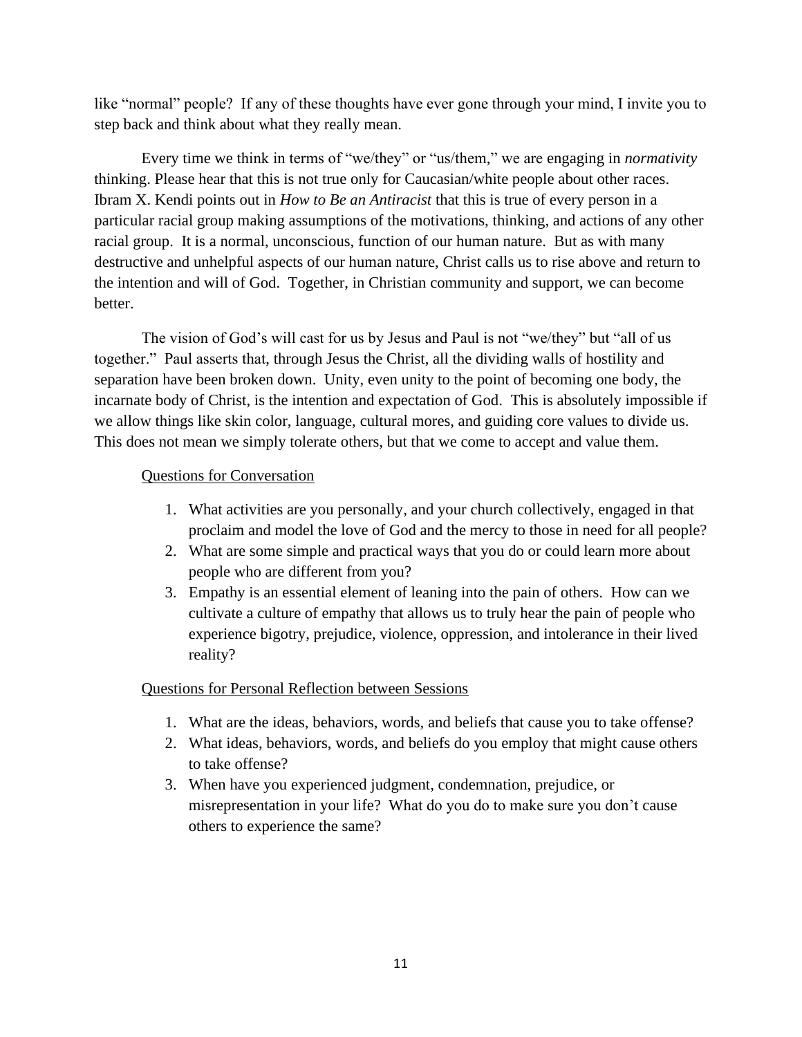like "normal" people? If any of these thoughts have ever gone through your mind, I invite you to step back and think about what they really mean.

Every time we think in terms of "we/they" or "us/them," we are engaging in *normativity* thinking. Please hear that this is not true only for Caucasian/white people about other races. Ibram X. Kendi points out in *How to Be an Antiracist* that this is true of every person in a particular racial group making assumptions of the motivations, thinking, and actions of any other racial group. It is a normal, unconscious, function of our human nature. But as with many destructive and unhelpful aspects of our human nature, Christ calls us to rise above and return to the intention and will of God. Together, in Christian community and support, we can become better.

The vision of God's will cast for us by Jesus and Paul is not "we/they" but "all of us together." Paul asserts that, through Jesus the Christ, all the dividing walls of hostility and separation have been broken down. Unity, even unity to the point of becoming one body, the incarnate body of Christ, is the intention and expectation of God. This is absolutely impossible if we allow things like skin color, language, cultural mores, and guiding core values to divide us. This does not mean we simply tolerate others, but that we come to accept and value them.

<u>Questions for Conversation</u>

1. What activities are you personally, and your church collectively, engaged in that proclaim and model the love of God and the mercy to those in need for all people?
2. What are some simple and practical ways that you do or could learn more about people who are different from you?
3. Empathy is an essential element of leaning into the pain of others. How can we cultivate a culture of empathy that allows us to truly hear the pain of people who experience bigotry, prejudice, violence, oppression, and intolerance in their lived reality?

<u>Questions for Personal Reflection between Sessions</u>

1. What are the ideas, behaviors, words, and beliefs that cause you to take offense?
2. What ideas, behaviors, words, and beliefs do you employ that might cause others to take offense?
3. When have you experienced judgment, condemnation, prejudice, or misrepresentation in your life? What do you do to make sure you don't cause others to experience the same?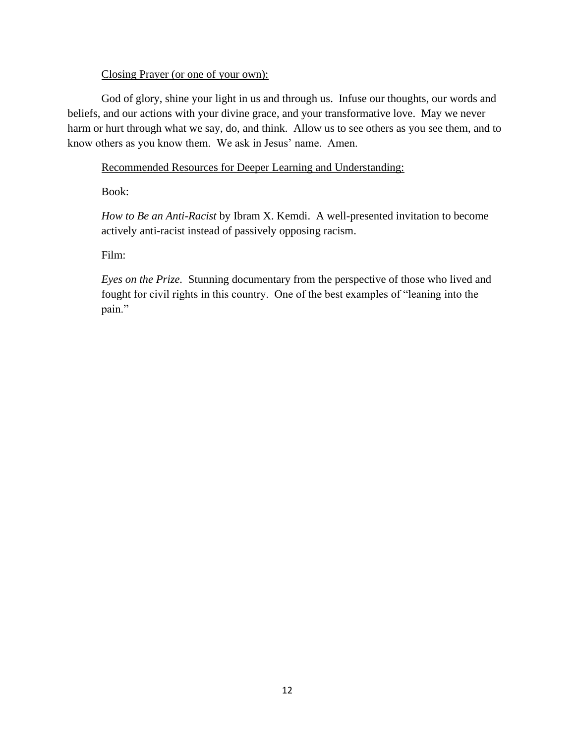<u>Closing Prayer (or one of your own):</u>

God of glory, shine your light in us and through us. Infuse our thoughts, our words and beliefs, and our actions with your divine grace, and your transformative love. May we never harm or hurt through what we say, do, and think. Allow us to see others as you see them, and to know others as you know them. We ask in Jesus' name. Amen.

<u>Recommended Resources for Deeper Learning and Understanding:</u>

Book:

*How to Be an Anti-Racist* by Ibram X. Kemdi. A well-presented invitation to become actively anti-racist instead of passively opposing racism.

Film:

*Eyes on the Prize.* Stunning documentary from the perspective of those who lived and fought for civil rights in this country. One of the best examples of "leaning into the pain."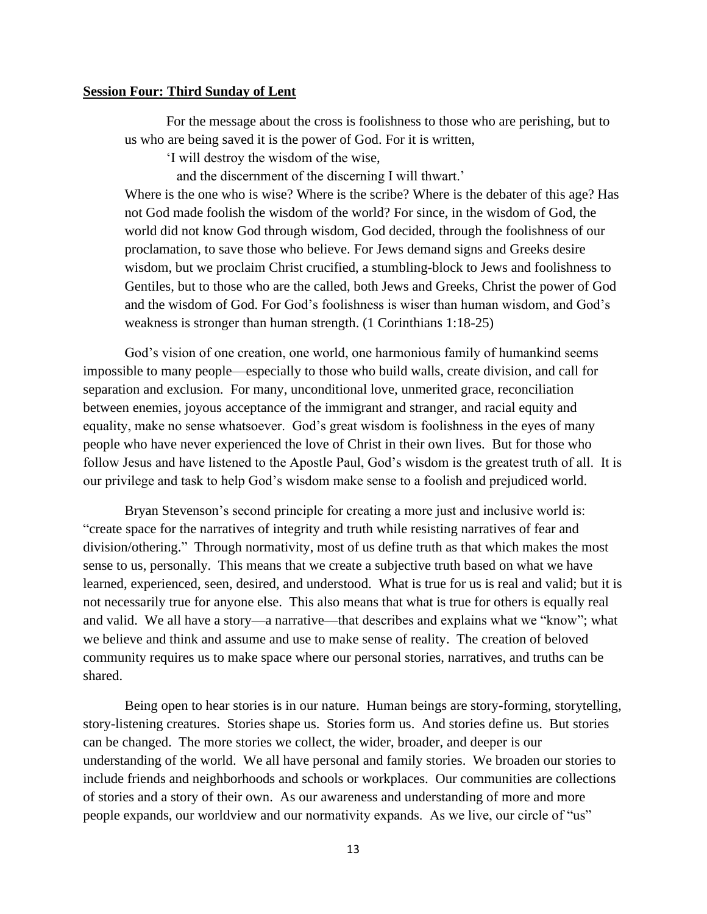**Session Four: Third Sunday of Lent**

> For the message about the cross is foolishness to those who are perishing, but to us who are being saved it is the power of God. For it is written,
>
> 'I will destroy the wisdom of the wise,
> and the discernment of the discerning I will thwart.'
>
> Where is the one who is wise? Where is the scribe? Where is the debater of this age? Has not God made foolish the wisdom of the world? For since, in the wisdom of God, the world did not know God through wisdom, God decided, through the foolishness of our proclamation, to save those who believe. For Jews demand signs and Greeks desire wisdom, but we proclaim Christ crucified, a stumbling-block to Jews and foolishness to Gentiles, but to those who are the called, both Jews and Greeks, Christ the power of God and the wisdom of God. For God's foolishness is wiser than human wisdom, and God's weakness is stronger than human strength. (1 Corinthians 1:18-25)

God's vision of one creation, one world, one harmonious family of humankind seems impossible to many people—especially to those who build walls, create division, and call for separation and exclusion. For many, unconditional love, unmerited grace, reconciliation between enemies, joyous acceptance of the immigrant and stranger, and racial equity and equality, make no sense whatsoever. God's great wisdom is foolishness in the eyes of many people who have never experienced the love of Christ in their own lives. But for those who follow Jesus and have listened to the Apostle Paul, God's wisdom is the greatest truth of all. It is our privilege and task to help God's wisdom make sense to a foolish and prejudiced world.

Bryan Stevenson's second principle for creating a more just and inclusive world is: "create space for the narratives of integrity and truth while resisting narratives of fear and division/othering." Through normativity, most of us define truth as that which makes the most sense to us, personally. This means that we create a subjective truth based on what we have learned, experienced, seen, desired, and understood. What is true for us is real and valid; but it is not necessarily true for anyone else. This also means that what is true for others is equally real and valid. We all have a story—a narrative—that describes and explains what we "know"; what we believe and think and assume and use to make sense of reality. The creation of beloved community requires us to make space where our personal stories, narratives, and truths can be shared.

Being open to hear stories is in our nature. Human beings are story-forming, storytelling, story-listening creatures. Stories shape us. Stories form us. And stories define us. But stories can be changed. The more stories we collect, the wider, broader, and deeper is our understanding of the world. We all have personal and family stories. We broaden our stories to include friends and neighborhoods and schools or workplaces. Our communities are collections of stories and a story of their own. As our awareness and understanding of more and more people expands, our worldview and our normativity expands. As we live, our circle of "us"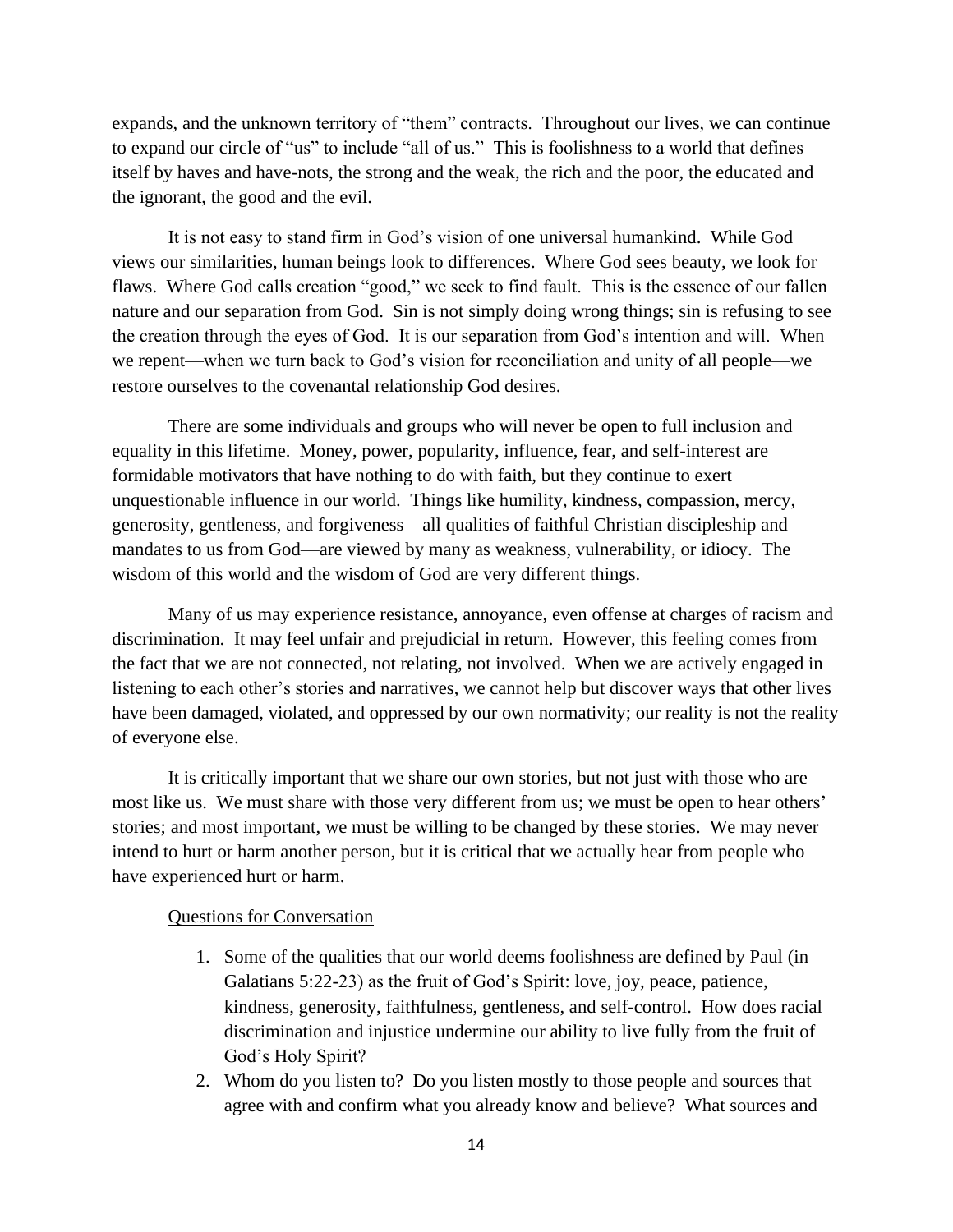expands, and the unknown territory of "them" contracts. Throughout our lives, we can continue to expand our circle of "us" to include "all of us." This is foolishness to a world that defines itself by haves and have-nots, the strong and the weak, the rich and the poor, the educated and the ignorant, the good and the evil.

It is not easy to stand firm in God's vision of one universal humankind. While God views our similarities, human beings look to differences. Where God sees beauty, we look for flaws. Where God calls creation "good," we seek to find fault. This is the essence of our fallen nature and our separation from God. Sin is not simply doing wrong things; sin is refusing to see the creation through the eyes of God. It is our separation from God's intention and will. When we repent—when we turn back to God's vision for reconciliation and unity of all people—we restore ourselves to the covenantal relationship God desires.

There are some individuals and groups who will never be open to full inclusion and equality in this lifetime. Money, power, popularity, influence, fear, and self-interest are formidable motivators that have nothing to do with faith, but they continue to exert unquestionable influence in our world. Things like humility, kindness, compassion, mercy, generosity, gentleness, and forgiveness—all qualities of faithful Christian discipleship and mandates to us from God—are viewed by many as weakness, vulnerability, or idiocy. The wisdom of this world and the wisdom of God are very different things.

Many of us may experience resistance, annoyance, even offense at charges of racism and discrimination. It may feel unfair and prejudicial in return. However, this feeling comes from the fact that we are not connected, not relating, not involved. When we are actively engaged in listening to each other's stories and narratives, we cannot help but discover ways that other lives have been damaged, violated, and oppressed by our own normativity; our reality is not the reality of everyone else.

It is critically important that we share our own stories, but not just with those who are most like us. We must share with those very different from us; we must be open to hear others' stories; and most important, we must be willing to be changed by these stories. We may never intend to hurt or harm another person, but it is critical that we actually hear from people who have experienced hurt or harm.

Questions for Conversation

1. Some of the qualities that our world deems foolishness are defined by Paul (in Galatians 5:22-23) as the fruit of God's Spirit: love, joy, peace, patience, kindness, generosity, faithfulness, gentleness, and self-control. How does racial discrimination and injustice undermine our ability to live fully from the fruit of God's Holy Spirit?
2. Whom do you listen to? Do you listen mostly to those people and sources that agree with and confirm what you already know and believe? What sources and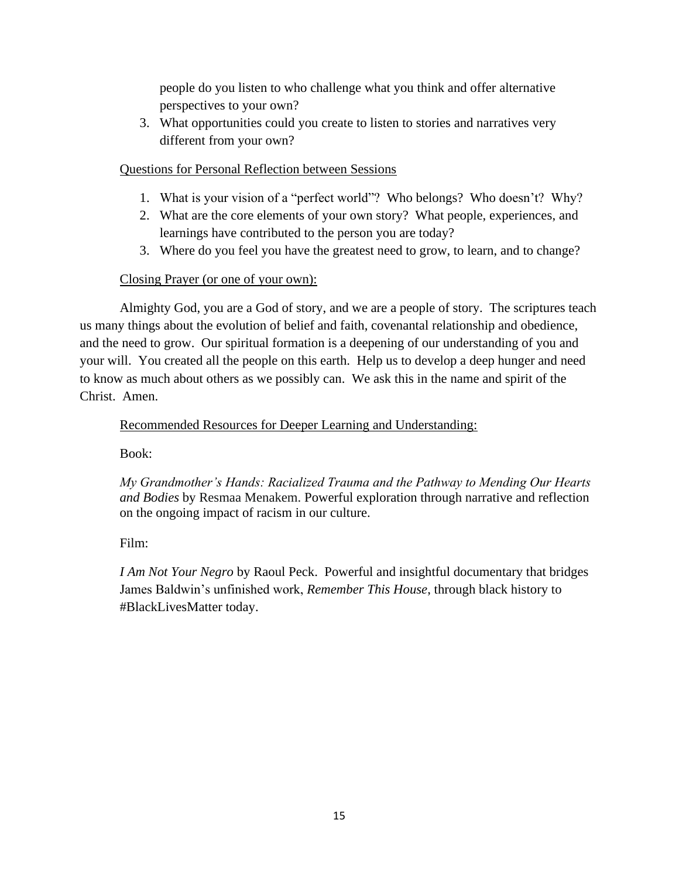people do you listen to who challenge what you think and offer alternative perspectives to your own?

3. What opportunities could you create to listen to stories and narratives very different from your own?

Questions for Personal Reflection between Sessions

1. What is your vision of a "perfect world"? Who belongs? Who doesn't? Why?
2. What are the core elements of your own story? What people, experiences, and learnings have contributed to the person you are today?
3. Where do you feel you have the greatest need to grow, to learn, and to change?

Closing Prayer (or one of your own):

Almighty God, you are a God of story, and we are a people of story. The scriptures teach us many things about the evolution of belief and faith, covenantal relationship and obedience, and the need to grow. Our spiritual formation is a deepening of our understanding of you and your will. You created all the people on this earth. Help us to develop a deep hunger and need to know as much about others as we possibly can. We ask this in the name and spirit of the Christ. Amen.

Recommended Resources for Deeper Learning and Understanding:

Book:

*My Grandmother's Hands: Racialized Trauma and the Pathway to Mending Our Hearts and Bodies* by Resmaa Menakem. Powerful exploration through narrative and reflection on the ongoing impact of racism in our culture.

Film:

*I Am Not Your Negro* by Raoul Peck. Powerful and insightful documentary that bridges James Baldwin's unfinished work, *Remember This House*, through black history to #BlackLivesMatter today.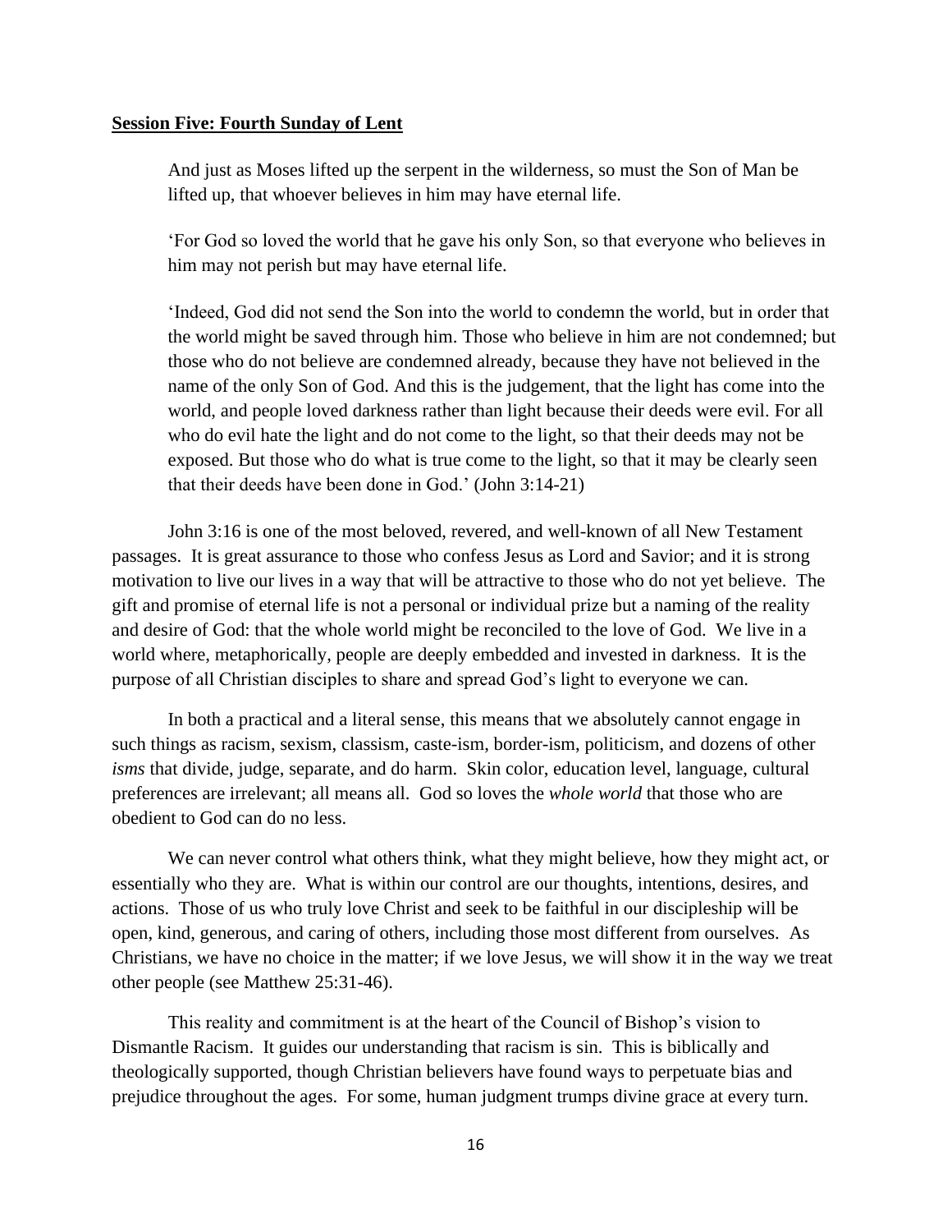**Session Five: Fourth Sunday of Lent**

> And just as Moses lifted up the serpent in the wilderness, so must the Son of Man be lifted up, that whoever believes in him may have eternal life.
>
> 'For God so loved the world that he gave his only Son, so that everyone who believes in him may not perish but may have eternal life.
>
> 'Indeed, God did not send the Son into the world to condemn the world, but in order that the world might be saved through him. Those who believe in him are not condemned; but those who do not believe are condemned already, because they have not believed in the name of the only Son of God. And this is the judgement, that the light has come into the world, and people loved darkness rather than light because their deeds were evil. For all who do evil hate the light and do not come to the light, so that their deeds may not be exposed. But those who do what is true come to the light, so that it may be clearly seen that their deeds have been done in God.' (John 3:14-21)

John 3:16 is one of the most beloved, revered, and well-known of all New Testament passages. It is great assurance to those who confess Jesus as Lord and Savior; and it is strong motivation to live our lives in a way that will be attractive to those who do not yet believe. The gift and promise of eternal life is not a personal or individual prize but a naming of the reality and desire of God: that the whole world might be reconciled to the love of God. We live in a world where, metaphorically, people are deeply embedded and invested in darkness. It is the purpose of all Christian disciples to share and spread God's light to everyone we can.

In both a practical and a literal sense, this means that we absolutely cannot engage in such things as racism, sexism, classism, caste-ism, border-ism, politicism, and dozens of other *isms* that divide, judge, separate, and do harm. Skin color, education level, language, cultural preferences are irrelevant; all means all. God so loves the *whole world* that those who are obedient to God can do no less.

We can never control what others think, what they might believe, how they might act, or essentially who they are. What is within our control are our thoughts, intentions, desires, and actions. Those of us who truly love Christ and seek to be faithful in our discipleship will be open, kind, generous, and caring of others, including those most different from ourselves. As Christians, we have no choice in the matter; if we love Jesus, we will show it in the way we treat other people (see Matthew 25:31-46).

This reality and commitment is at the heart of the Council of Bishop's vision to Dismantle Racism. It guides our understanding that racism is sin. This is biblically and theologically supported, though Christian believers have found ways to perpetuate bias and prejudice throughout the ages. For some, human judgment trumps divine grace at every turn.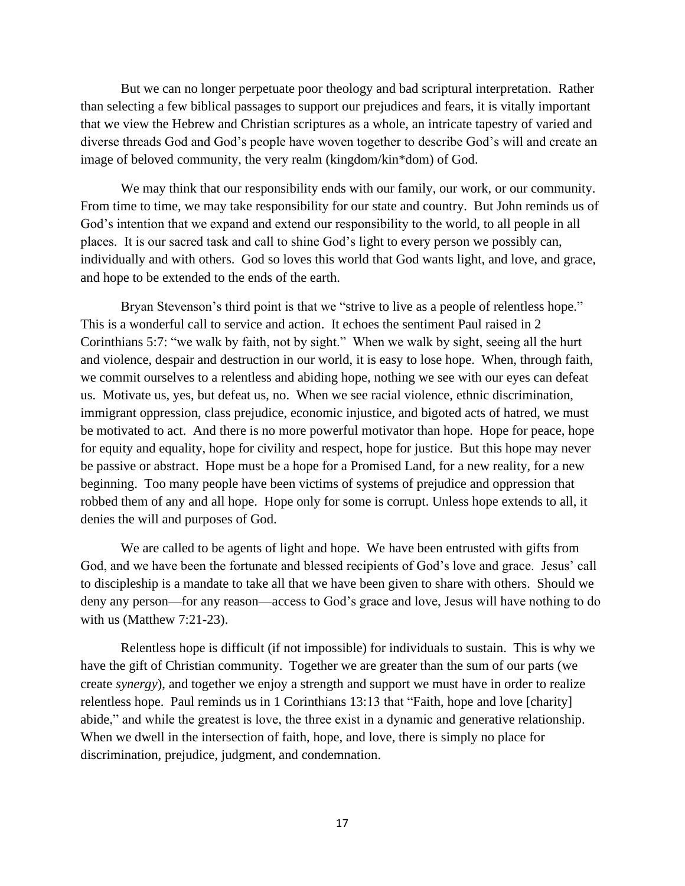But we can no longer perpetuate poor theology and bad scriptural interpretation. Rather than selecting a few biblical passages to support our prejudices and fears, it is vitally important that we view the Hebrew and Christian scriptures as a whole, an intricate tapestry of varied and diverse threads God and God's people have woven together to describe God's will and create an image of beloved community, the very realm (kingdom/kin*dom) of God.

We may think that our responsibility ends with our family, our work, or our community. From time to time, we may take responsibility for our state and country. But John reminds us of God's intention that we expand and extend our responsibility to the world, to all people in all places. It is our sacred task and call to shine God's light to every person we possibly can, individually and with others. God so loves this world that God wants light, and love, and grace, and hope to be extended to the ends of the earth.

Bryan Stevenson's third point is that we "strive to live as a people of relentless hope." This is a wonderful call to service and action. It echoes the sentiment Paul raised in 2 Corinthians 5:7: "we walk by faith, not by sight." When we walk by sight, seeing all the hurt and violence, despair and destruction in our world, it is easy to lose hope. When, through faith, we commit ourselves to a relentless and abiding hope, nothing we see with our eyes can defeat us. Motivate us, yes, but defeat us, no. When we see racial violence, ethnic discrimination, immigrant oppression, class prejudice, economic injustice, and bigoted acts of hatred, we must be motivated to act. And there is no more powerful motivator than hope. Hope for peace, hope for equity and equality, hope for civility and respect, hope for justice. But this hope may never be passive or abstract. Hope must be a hope for a Promised Land, for a new reality, for a new beginning. Too many people have been victims of systems of prejudice and oppression that robbed them of any and all hope. Hope only for some is corrupt. Unless hope extends to all, it denies the will and purposes of God.

We are called to be agents of light and hope. We have been entrusted with gifts from God, and we have been the fortunate and blessed recipients of God's love and grace. Jesus' call to discipleship is a mandate to take all that we have been given to share with others. Should we deny any person—for any reason—access to God's grace and love, Jesus will have nothing to do with us (Matthew 7:21-23).

Relentless hope is difficult (if not impossible) for individuals to sustain. This is why we have the gift of Christian community. Together we are greater than the sum of our parts (we create *synergy*), and together we enjoy a strength and support we must have in order to realize relentless hope. Paul reminds us in 1 Corinthians 13:13 that "Faith, hope and love [charity] abide," and while the greatest is love, the three exist in a dynamic and generative relationship. When we dwell in the intersection of faith, hope, and love, there is simply no place for discrimination, prejudice, judgment, and condemnation.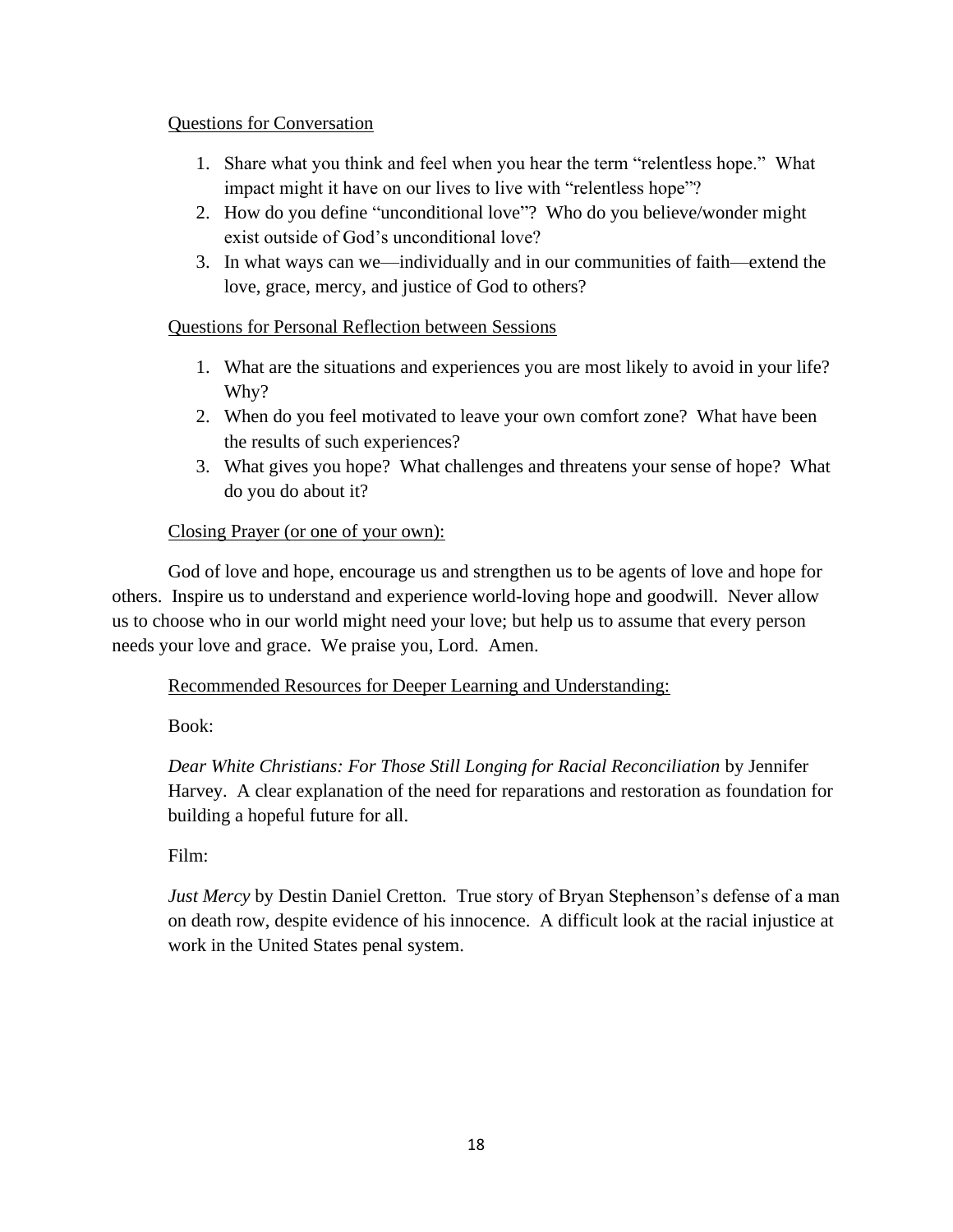Questions for Conversation

1. Share what you think and feel when you hear the term "relentless hope." What impact might it have on our lives to live with "relentless hope"?
2. How do you define "unconditional love"? Who do you believe/wonder might exist outside of God's unconditional love?
3. In what ways can we—individually and in our communities of faith—extend the love, grace, mercy, and justice of God to others?

Questions for Personal Reflection between Sessions

1. What are the situations and experiences you are most likely to avoid in your life? Why?
2. When do you feel motivated to leave your own comfort zone? What have been the results of such experiences?
3. What gives you hope? What challenges and threatens your sense of hope? What do you do about it?

Closing Prayer (or one of your own):

God of love and hope, encourage us and strengthen us to be agents of love and hope for others. Inspire us to understand and experience world-loving hope and goodwill. Never allow us to choose who in our world might need your love; but help us to assume that every person needs your love and grace. We praise you, Lord. Amen.

Recommended Resources for Deeper Learning and Understanding:

Book:

*Dear White Christians: For Those Still Longing for Racial Reconciliation* by Jennifer Harvey. A clear explanation of the need for reparations and restoration as foundation for building a hopeful future for all.

Film:

*Just Mercy* by Destin Daniel Cretton. True story of Bryan Stephenson's defense of a man on death row, despite evidence of his innocence. A difficult look at the racial injustice at work in the United States penal system.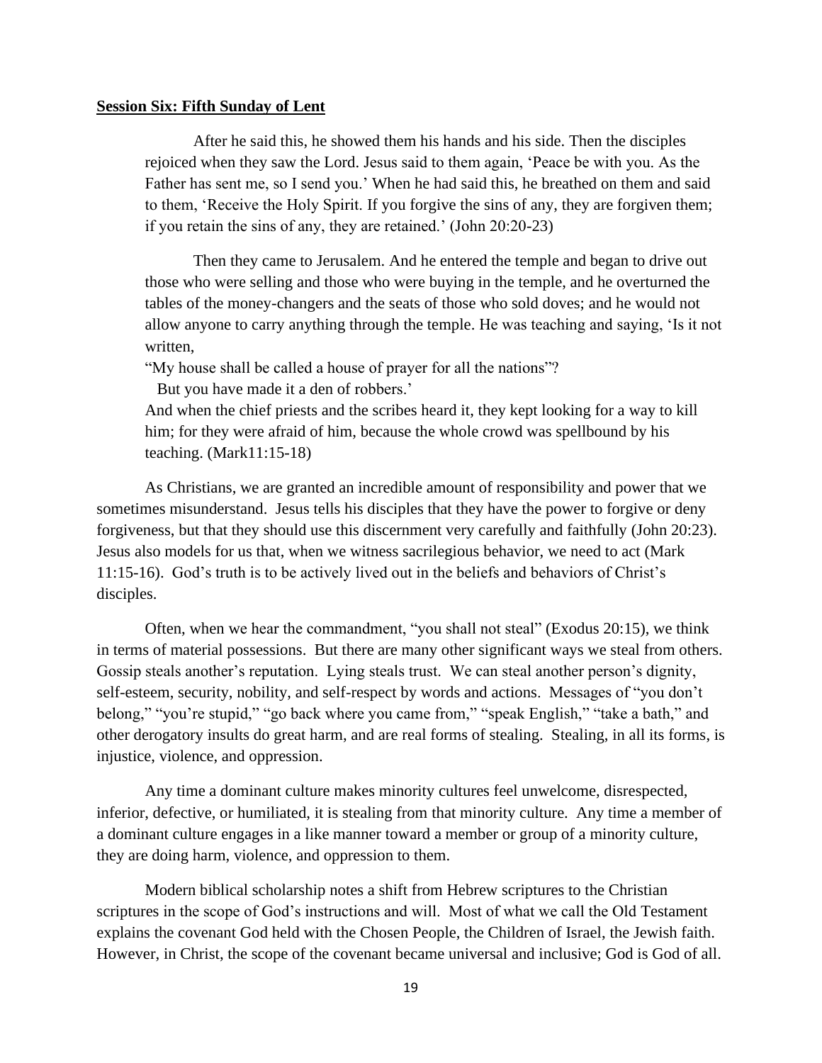**Session Six: Fifth Sunday of Lent**

> After he said this, he showed them his hands and his side. Then the disciples rejoiced when they saw the Lord. Jesus said to them again, 'Peace be with you. As the Father has sent me, so I send you.' When he had said this, he breathed on them and said to them, 'Receive the Holy Spirit. If you forgive the sins of any, they are forgiven them; if you retain the sins of any, they are retained.' (John 20:20-23)

> Then they came to Jerusalem. And he entered the temple and began to drive out those who were selling and those who were buying in the temple, and he overturned the tables of the money-changers and the seats of those who sold doves; and he would not allow anyone to carry anything through the temple. He was teaching and saying, 'Is it not written,
>
> "My house shall be called a house of prayer for all the nations"?
>
> But you have made it a den of robbers.'
>
> And when the chief priests and the scribes heard it, they kept looking for a way to kill him; for they were afraid of him, because the whole crowd was spellbound by his teaching. (Mark11:15-18)

As Christians, we are granted an incredible amount of responsibility and power that we sometimes misunderstand. Jesus tells his disciples that they have the power to forgive or deny forgiveness, but that they should use this discernment very carefully and faithfully (John 20:23). Jesus also models for us that, when we witness sacrilegious behavior, we need to act (Mark 11:15-16). God's truth is to be actively lived out in the beliefs and behaviors of Christ's disciples.

Often, when we hear the commandment, "you shall not steal" (Exodus 20:15), we think in terms of material possessions. But there are many other significant ways we steal from others. Gossip steals another's reputation. Lying steals trust. We can steal another person's dignity, self-esteem, security, nobility, and self-respect by words and actions. Messages of "you don't belong," "you're stupid," "go back where you came from," "speak English," "take a bath," and other derogatory insults do great harm, and are real forms of stealing. Stealing, in all its forms, is injustice, violence, and oppression.

Any time a dominant culture makes minority cultures feel unwelcome, disrespected, inferior, defective, or humiliated, it is stealing from that minority culture. Any time a member of a dominant culture engages in a like manner toward a member or group of a minority culture, they are doing harm, violence, and oppression to them.

Modern biblical scholarship notes a shift from Hebrew scriptures to the Christian scriptures in the scope of God's instructions and will. Most of what we call the Old Testament explains the covenant God held with the Chosen People, the Children of Israel, the Jewish faith. However, in Christ, the scope of the covenant became universal and inclusive; God is God of all.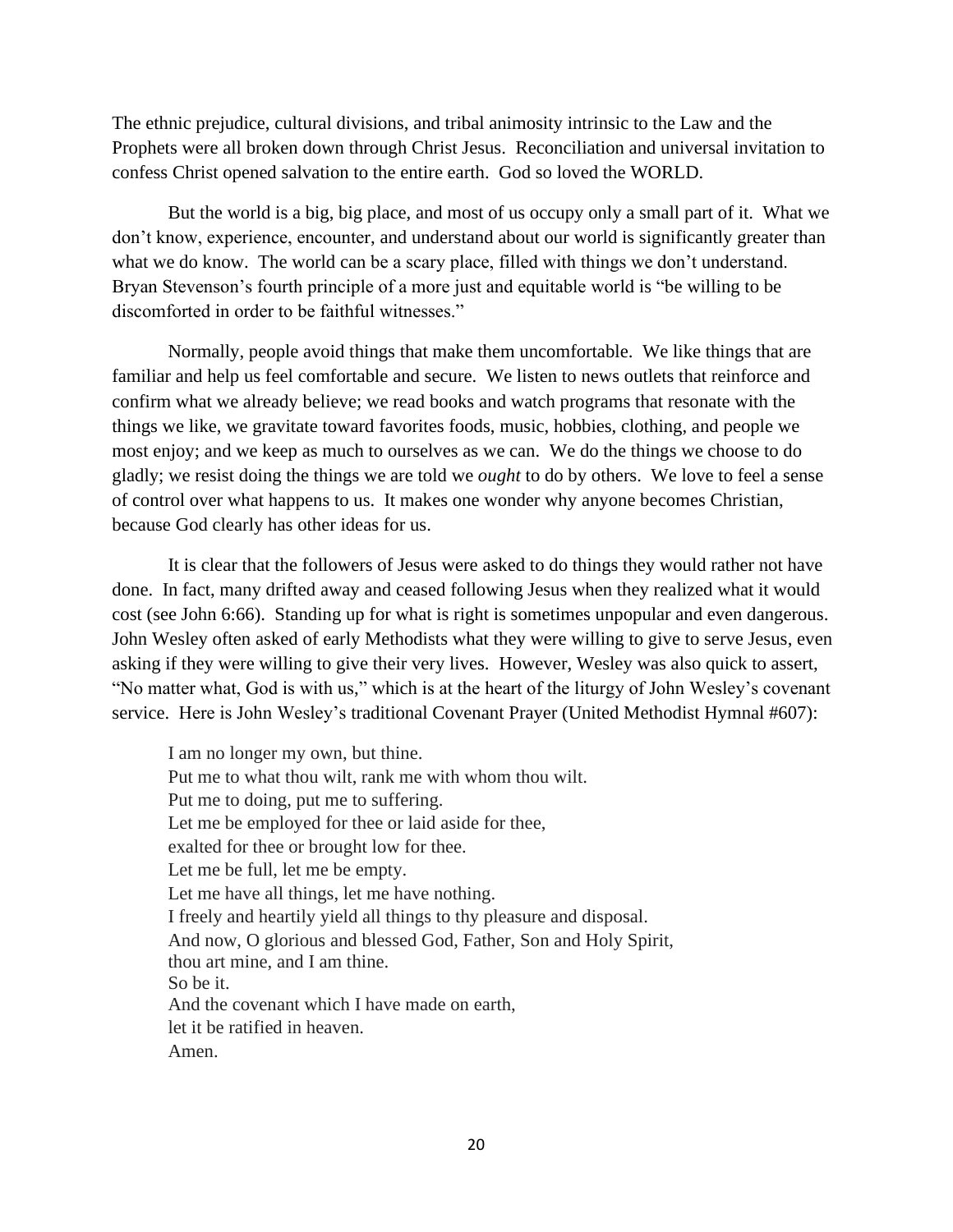The ethnic prejudice, cultural divisions, and tribal animosity intrinsic to the Law and the Prophets were all broken down through Christ Jesus. Reconciliation and universal invitation to confess Christ opened salvation to the entire earth. God so loved the WORLD.

But the world is a big, big place, and most of us occupy only a small part of it. What we don't know, experience, encounter, and understand about our world is significantly greater than what we do know. The world can be a scary place, filled with things we don't understand. Bryan Stevenson's fourth principle of a more just and equitable world is "be willing to be discomforted in order to be faithful witnesses."

Normally, people avoid things that make them uncomfortable. We like things that are familiar and help us feel comfortable and secure. We listen to news outlets that reinforce and confirm what we already believe; we read books and watch programs that resonate with the things we like, we gravitate toward favorites foods, music, hobbies, clothing, and people we most enjoy; and we keep as much to ourselves as we can. We do the things we choose to do gladly; we resist doing the things we are told we *ought* to do by others. We love to feel a sense of control over what happens to us. It makes one wonder why anyone becomes Christian, because God clearly has other ideas for us.

It is clear that the followers of Jesus were asked to do things they would rather not have done. In fact, many drifted away and ceased following Jesus when they realized what it would cost (see John 6:66). Standing up for what is right is sometimes unpopular and even dangerous. John Wesley often asked of early Methodists what they were willing to give to serve Jesus, even asking if they were willing to give their very lives. However, Wesley was also quick to assert, "No matter what, God is with us," which is at the heart of the liturgy of John Wesley's covenant service. Here is John Wesley's traditional Covenant Prayer (United Methodist Hymnal #607):

> I am no longer my own, but thine.
> Put me to what thou wilt, rank me with whom thou wilt.
> Put me to doing, put me to suffering.
> Let me be employed for thee or laid aside for thee,
> exalted for thee or brought low for thee.
> Let me be full, let me be empty.
> Let me have all things, let me have nothing.
> I freely and heartily yield all things to thy pleasure and disposal.
> And now, O glorious and blessed God, Father, Son and Holy Spirit,
> thou art mine, and I am thine.
> So be it.
> And the covenant which I have made on earth,
> let it be ratified in heaven.
> Amen.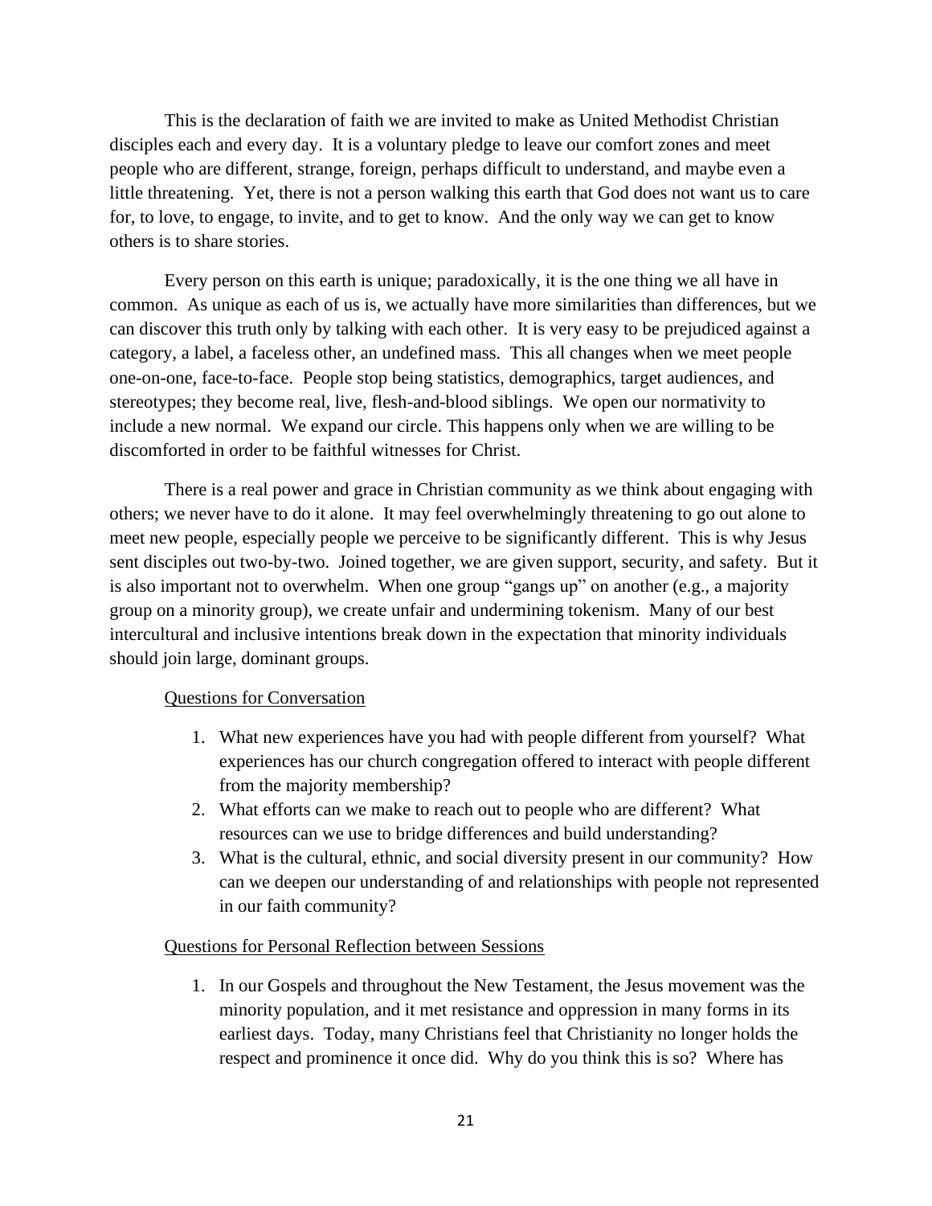This is the declaration of faith we are invited to make as United Methodist Christian disciples each and every day. It is a voluntary pledge to leave our comfort zones and meet people who are different, strange, foreign, perhaps difficult to understand, and maybe even a little threatening. Yet, there is not a person walking this earth that God does not want us to care for, to love, to engage, to invite, and to get to know. And the only way we can get to know others is to share stories.

Every person on this earth is unique; paradoxically, it is the one thing we all have in common. As unique as each of us is, we actually have more similarities than differences, but we can discover this truth only by talking with each other. It is very easy to be prejudiced against a category, a label, a faceless other, an undefined mass. This all changes when we meet people one-on-one, face-to-face. People stop being statistics, demographics, target audiences, and stereotypes; they become real, live, flesh-and-blood siblings. We open our normativity to include a new normal. We expand our circle. This happens only when we are willing to be discomforted in order to be faithful witnesses for Christ.

There is a real power and grace in Christian community as we think about engaging with others; we never have to do it alone. It may feel overwhelmingly threatening to go out alone to meet new people, especially people we perceive to be significantly different. This is why Jesus sent disciples out two-by-two. Joined together, we are given support, security, and safety. But it is also important not to overwhelm. When one group "gangs up" on another (e.g., a majority group on a minority group), we create unfair and undermining tokenism. Many of our best intercultural and inclusive intentions break down in the expectation that minority individuals should join large, dominant groups.

Questions for Conversation

1. What new experiences have you had with people different from yourself? What experiences has our church congregation offered to interact with people different from the majority membership?
2. What efforts can we make to reach out to people who are different? What resources can we use to bridge differences and build understanding?
3. What is the cultural, ethnic, and social diversity present in our community? How can we deepen our understanding of and relationships with people not represented in our faith community?

Questions for Personal Reflection between Sessions

1. In our Gospels and throughout the New Testament, the Jesus movement was the minority population, and it met resistance and oppression in many forms in its earliest days. Today, many Christians feel that Christianity no longer holds the respect and prominence it once did. Why do you think this is so? Where has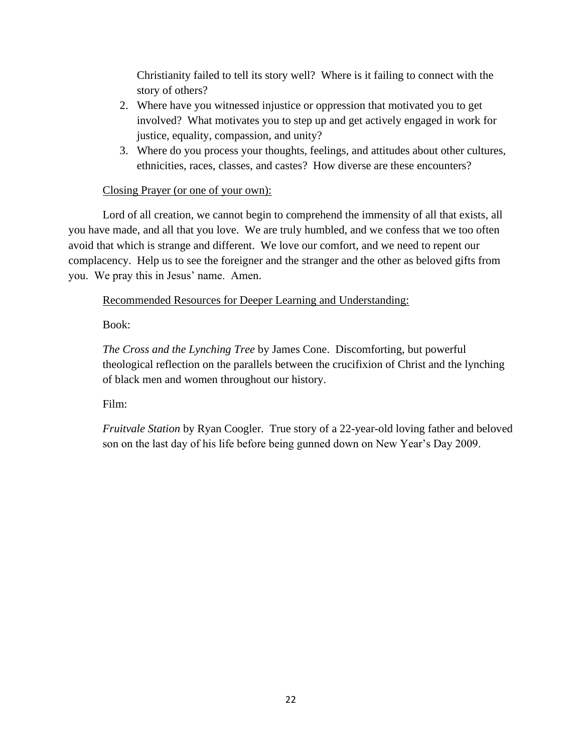Christianity failed to tell its story well? Where is it failing to connect with the story of others?

2. Where have you witnessed injustice or oppression that motivated you to get involved? What motivates you to step up and get actively engaged in work for justice, equality, compassion, and unity?
3. Where do you process your thoughts, feelings, and attitudes about other cultures, ethnicities, races, classes, and castes? How diverse are these encounters?

Closing Prayer (or one of your own):

Lord of all creation, we cannot begin to comprehend the immensity of all that exists, all you have made, and all that you love. We are truly humbled, and we confess that we too often avoid that which is strange and different. We love our comfort, and we need to repent our complacency. Help us to see the foreigner and the stranger and the other as beloved gifts from you. We pray this in Jesus' name. Amen.

Recommended Resources for Deeper Learning and Understanding:

Book:

*The Cross and the Lynching Tree* by James Cone. Discomforting, but powerful theological reflection on the parallels between the crucifixion of Christ and the lynching of black men and women throughout our history.

Film:

*Fruitvale Station* by Ryan Coogler. True story of a 22-year-old loving father and beloved son on the last day of his life before being gunned down on New Year's Day 2009.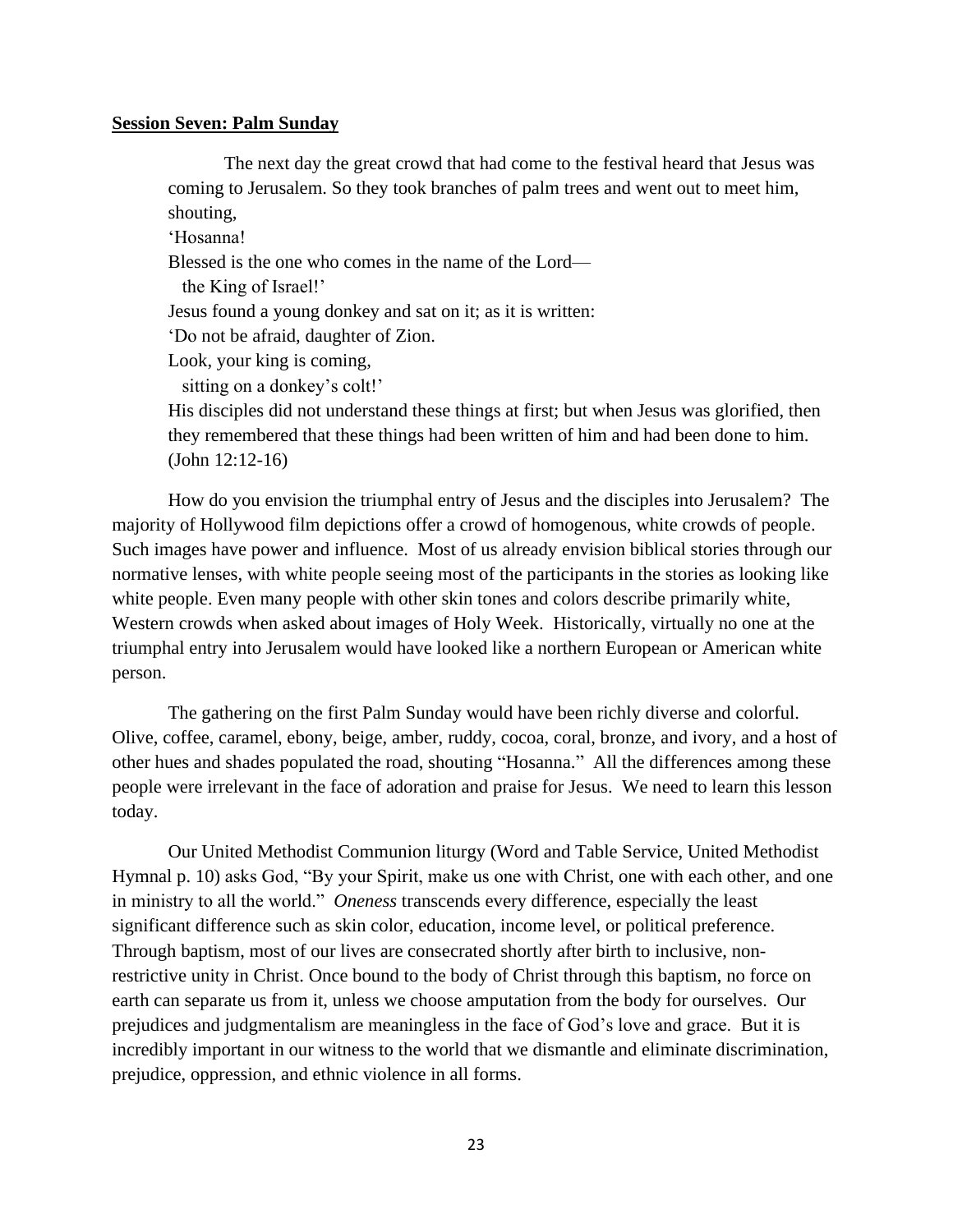**Session Seven: Palm Sunday**

> The next day the great crowd that had come to the festival heard that Jesus was coming to Jerusalem. So they took branches of palm trees and went out to meet him, shouting,
>
> 'Hosanna!
>
> Blessed is the one who comes in the name of the Lord—
>
> the King of Israel!'
>
> Jesus found a young donkey and sat on it; as it is written:
>
> 'Do not be afraid, daughter of Zion.
>
> Look, your king is coming,
>
> sitting on a donkey's colt!'
>
> His disciples did not understand these things at first; but when Jesus was glorified, then they remembered that these things had been written of him and had been done to him. (John 12:12-16)

How do you envision the triumphal entry of Jesus and the disciples into Jerusalem? The majority of Hollywood film depictions offer a crowd of homogenous, white crowds of people. Such images have power and influence. Most of us already envision biblical stories through our normative lenses, with white people seeing most of the participants in the stories as looking like white people. Even many people with other skin tones and colors describe primarily white, Western crowds when asked about images of Holy Week. Historically, virtually no one at the triumphal entry into Jerusalem would have looked like a northern European or American white person.

The gathering on the first Palm Sunday would have been richly diverse and colorful. Olive, coffee, caramel, ebony, beige, amber, ruddy, cocoa, coral, bronze, and ivory, and a host of other hues and shades populated the road, shouting "Hosanna." All the differences among these people were irrelevant in the face of adoration and praise for Jesus. We need to learn this lesson today.

Our United Methodist Communion liturgy (Word and Table Service, United Methodist Hymnal p. 10) asks God, "By your Spirit, make us one with Christ, one with each other, and one in ministry to all the world." *Oneness* transcends every difference, especially the least significant difference such as skin color, education, income level, or political preference. Through baptism, most of our lives are consecrated shortly after birth to inclusive, non-restrictive unity in Christ. Once bound to the body of Christ through this baptism, no force on earth can separate us from it, unless we choose amputation from the body for ourselves. Our prejudices and judgmentalism are meaningless in the face of God's love and grace. But it is incredibly important in our witness to the world that we dismantle and eliminate discrimination, prejudice, oppression, and ethnic violence in all forms.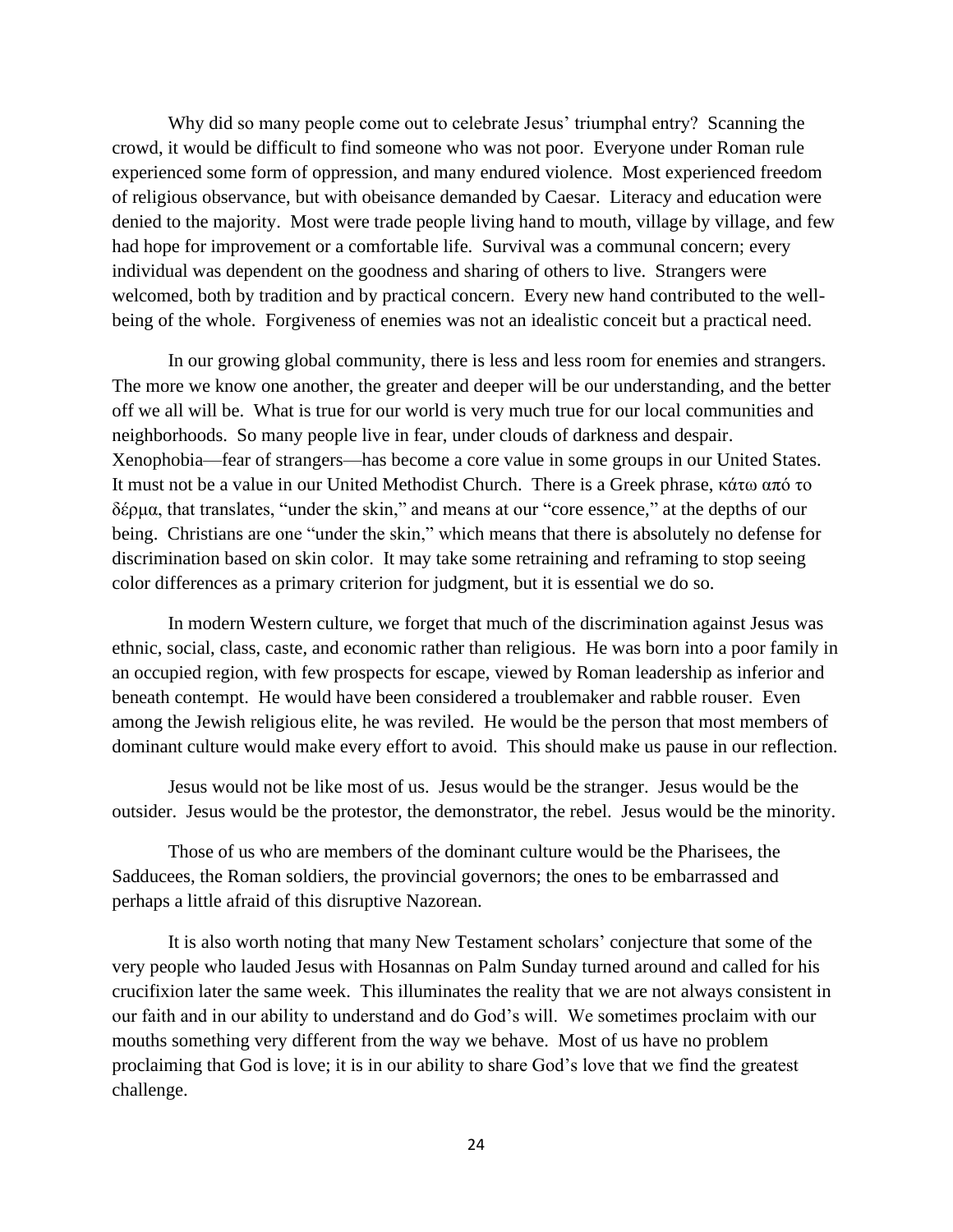Why did so many people come out to celebrate Jesus' triumphal entry? Scanning the crowd, it would be difficult to find someone who was not poor. Everyone under Roman rule experienced some form of oppression, and many endured violence. Most experienced freedom of religious observance, but with obeisance demanded by Caesar. Literacy and education were denied to the majority. Most were trade people living hand to mouth, village by village, and few had hope for improvement or a comfortable life. Survival was a communal concern; every individual was dependent on the goodness and sharing of others to live. Strangers were welcomed, both by tradition and by practical concern. Every new hand contributed to the well-being of the whole. Forgiveness of enemies was not an idealistic conceit but a practical need.

In our growing global community, there is less and less room for enemies and strangers. The more we know one another, the greater and deeper will be our understanding, and the better off we all will be. What is true for our world is very much true for our local communities and neighborhoods. So many people live in fear, under clouds of darkness and despair. Xenophobia—fear of strangers—has become a core value in some groups in our United States. It must not be a value in our United Methodist Church. There is a Greek phrase, κάτω από το δέρμα, that translates, "under the skin," and means at our "core essence," at the depths of our being. Christians are one "under the skin," which means that there is absolutely no defense for discrimination based on skin color. It may take some retraining and reframing to stop seeing color differences as a primary criterion for judgment, but it is essential we do so.

In modern Western culture, we forget that much of the discrimination against Jesus was ethnic, social, class, caste, and economic rather than religious. He was born into a poor family in an occupied region, with few prospects for escape, viewed by Roman leadership as inferior and beneath contempt. He would have been considered a troublemaker and rabble rouser. Even among the Jewish religious elite, he was reviled. He would be the person that most members of dominant culture would make every effort to avoid. This should make us pause in our reflection.

Jesus would not be like most of us. Jesus would be the stranger. Jesus would be the outsider. Jesus would be the protestor, the demonstrator, the rebel. Jesus would be the minority.

Those of us who are members of the dominant culture would be the Pharisees, the Sadducees, the Roman soldiers, the provincial governors; the ones to be embarrassed and perhaps a little afraid of this disruptive Nazorean.

It is also worth noting that many New Testament scholars' conjecture that some of the very people who lauded Jesus with Hosannas on Palm Sunday turned around and called for his crucifixion later the same week. This illuminates the reality that we are not always consistent in our faith and in our ability to understand and do God's will. We sometimes proclaim with our mouths something very different from the way we behave. Most of us have no problem proclaiming that God is love; it is in our ability to share God's love that we find the greatest challenge.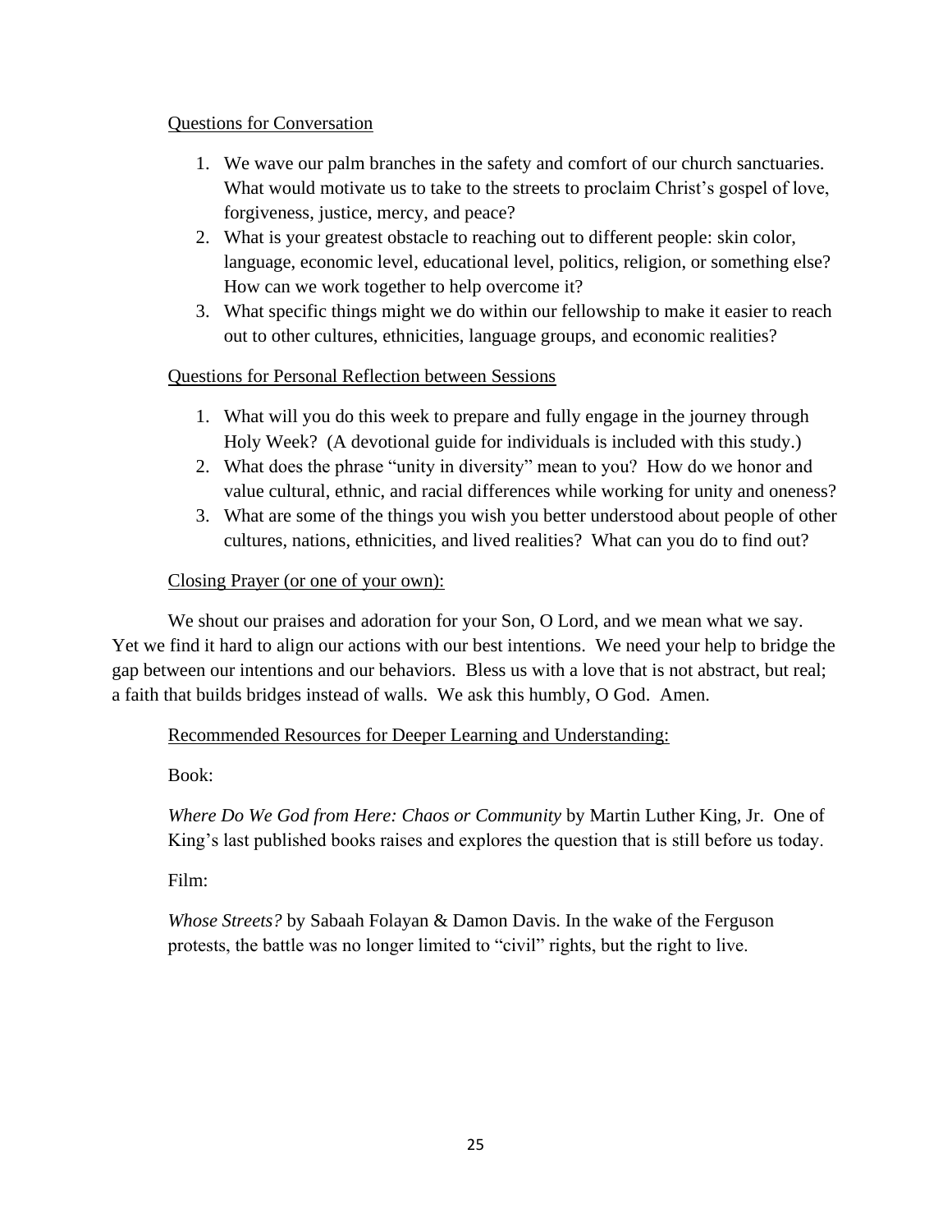Questions for Conversation

1. We wave our palm branches in the safety and comfort of our church sanctuaries. What would motivate us to take to the streets to proclaim Christ's gospel of love, forgiveness, justice, mercy, and peace?
2. What is your greatest obstacle to reaching out to different people: skin color, language, economic level, educational level, politics, religion, or something else? How can we work together to help overcome it?
3. What specific things might we do within our fellowship to make it easier to reach out to other cultures, ethnicities, language groups, and economic realities?

Questions for Personal Reflection between Sessions

1. What will you do this week to prepare and fully engage in the journey through Holy Week? (A devotional guide for individuals is included with this study.)
2. What does the phrase "unity in diversity" mean to you? How do we honor and value cultural, ethnic, and racial differences while working for unity and oneness?
3. What are some of the things you wish you better understood about people of other cultures, nations, ethnicities, and lived realities? What can you do to find out?

Closing Prayer (or one of your own):

We shout our praises and adoration for your Son, O Lord, and we mean what we say. Yet we find it hard to align our actions with our best intentions. We need your help to bridge the gap between our intentions and our behaviors. Bless us with a love that is not abstract, but real; a faith that builds bridges instead of walls. We ask this humbly, O God. Amen.

Recommended Resources for Deeper Learning and Understanding:

Book:

*Where Do We God from Here: Chaos or Community* by Martin Luther King, Jr. One of King's last published books raises and explores the question that is still before us today.

Film:

*Whose Streets?* by Sabaah Folayan & Damon Davis. In the wake of the Ferguson protests, the battle was no longer limited to "civil" rights, but the right to live.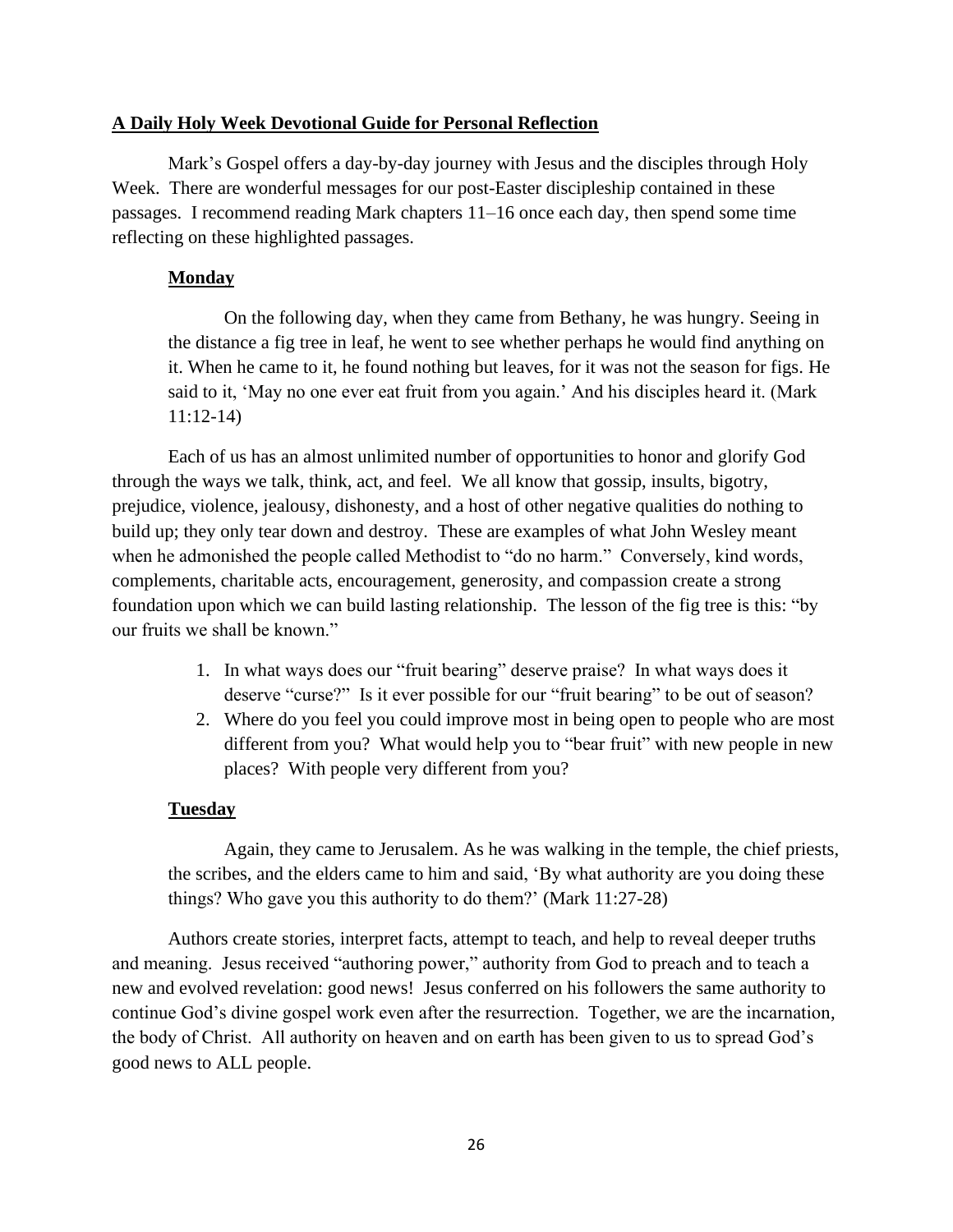**A Daily Holy Week Devotional Guide for Personal Reflection**

Mark's Gospel offers a day-by-day journey with Jesus and the disciples through Holy Week. There are wonderful messages for our post-Easter discipleship contained in these passages. I recommend reading Mark chapters 11–16 once each day, then spend some time reflecting on these highlighted passages.

**Monday**

> On the following day, when they came from Bethany, he was hungry. Seeing in the distance a fig tree in leaf, he went to see whether perhaps he would find anything on it. When he came to it, he found nothing but leaves, for it was not the season for figs. He said to it, 'May no one ever eat fruit from you again.' And his disciples heard it. (Mark 11:12-14)

Each of us has an almost unlimited number of opportunities to honor and glorify God through the ways we talk, think, act, and feel. We all know that gossip, insults, bigotry, prejudice, violence, jealousy, dishonesty, and a host of other negative qualities do nothing to build up; they only tear down and destroy. These are examples of what John Wesley meant when he admonished the people called Methodist to "do no harm." Conversely, kind words, complements, charitable acts, encouragement, generosity, and compassion create a strong foundation upon which we can build lasting relationship. The lesson of the fig tree is this: "by our fruits we shall be known."

1. In what ways does our "fruit bearing" deserve praise? In what ways does it deserve "curse?" Is it ever possible for our "fruit bearing" to be out of season?
2. Where do you feel you could improve most in being open to people who are most different from you? What would help you to "bear fruit" with new people in new places? With people very different from you?

**Tuesday**

> Again, they came to Jerusalem. As he was walking in the temple, the chief priests, the scribes, and the elders came to him and said, 'By what authority are you doing these things? Who gave you this authority to do them?' (Mark 11:27-28)

Authors create stories, interpret facts, attempt to teach, and help to reveal deeper truths and meaning. Jesus received "authoring power," authority from God to preach and to teach a new and evolved revelation: good news! Jesus conferred on his followers the same authority to continue God's divine gospel work even after the resurrection. Together, we are the incarnation, the body of Christ. All authority on heaven and on earth has been given to us to spread God's good news to ALL people.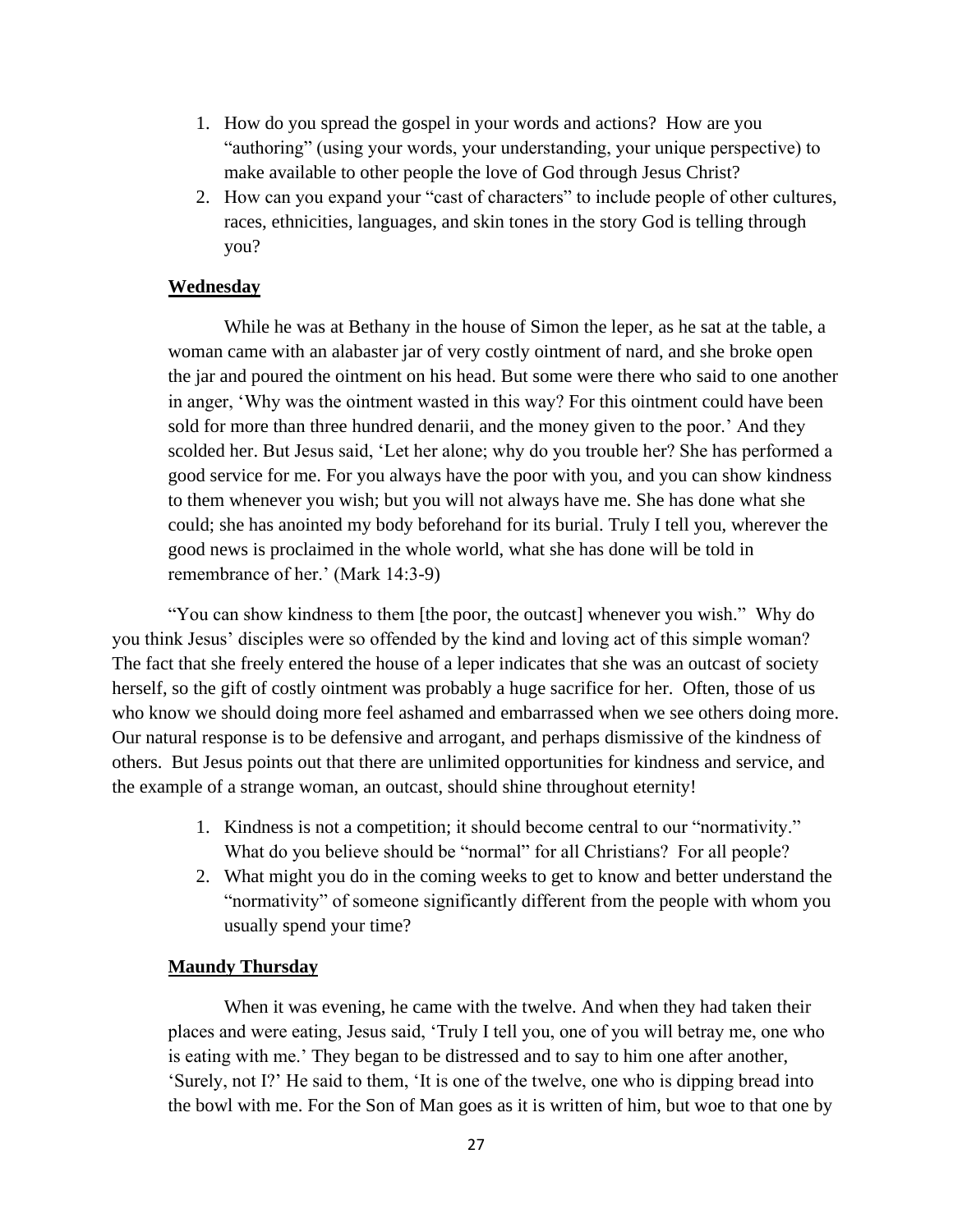1. How do you spread the gospel in your words and actions? How are you "authoring" (using your words, your understanding, your unique perspective) to make available to other people the love of God through Jesus Christ?
2. How can you expand your "cast of characters" to include people of other cultures, races, ethnicities, languages, and skin tones in the story God is telling through you?

**Wednesday**

While he was at Bethany in the house of Simon the leper, as he sat at the table, a woman came with an alabaster jar of very costly ointment of nard, and she broke open the jar and poured the ointment on his head. But some were there who said to one another in anger, 'Why was the ointment wasted in this way? For this ointment could have been sold for more than three hundred denarii, and the money given to the poor.' And they scolded her. But Jesus said, 'Let her alone; why do you trouble her? She has performed a good service for me. For you always have the poor with you, and you can show kindness to them whenever you wish; but you will not always have me. She has done what she could; she has anointed my body beforehand for its burial. Truly I tell you, wherever the good news is proclaimed in the whole world, what she has done will be told in remembrance of her.' (Mark 14:3-9)

"You can show kindness to them [the poor, the outcast] whenever you wish." Why do you think Jesus' disciples were so offended by the kind and loving act of this simple woman? The fact that she freely entered the house of a leper indicates that she was an outcast of society herself, so the gift of costly ointment was probably a huge sacrifice for her. Often, those of us who know we should doing more feel ashamed and embarrassed when we see others doing more. Our natural response is to be defensive and arrogant, and perhaps dismissive of the kindness of others. But Jesus points out that there are unlimited opportunities for kindness and service, and the example of a strange woman, an outcast, should shine throughout eternity!

1. Kindness is not a competition; it should become central to our "normativity." What do you believe should be "normal" for all Christians? For all people?
2. What might you do in the coming weeks to get to know and better understand the "normativity" of someone significantly different from the people with whom you usually spend your time?

**Maundy Thursday**

When it was evening, he came with the twelve. And when they had taken their places and were eating, Jesus said, 'Truly I tell you, one of you will betray me, one who is eating with me.' They began to be distressed and to say to him one after another, 'Surely, not I?' He said to them, 'It is one of the twelve, one who is dipping bread into the bowl with me. For the Son of Man goes as it is written of him, but woe to that one by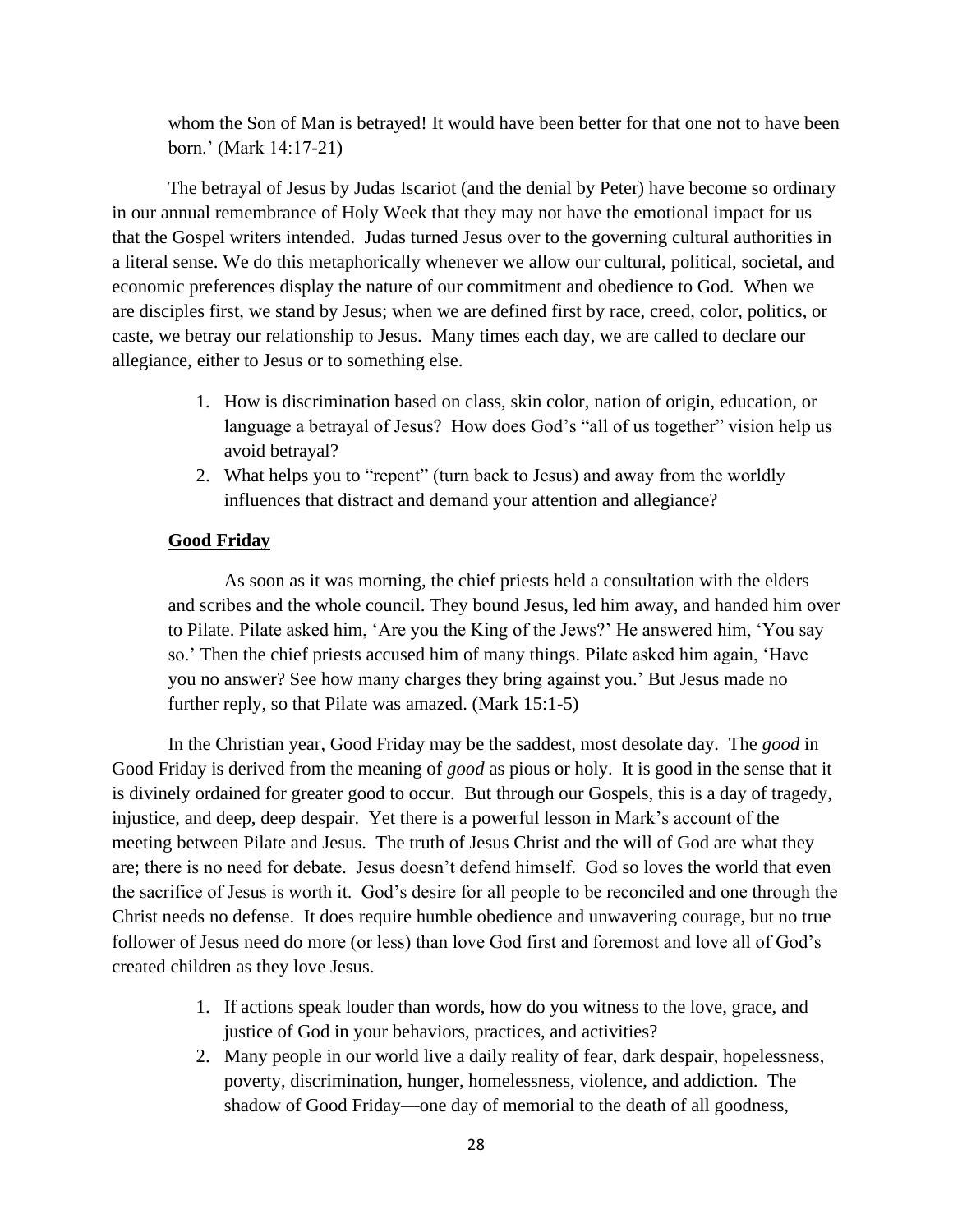whom the Son of Man is betrayed! It would have been better for that one not to have been born.' (Mark 14:17-21)

The betrayal of Jesus by Judas Iscariot (and the denial by Peter) have become so ordinary in our annual remembrance of Holy Week that they may not have the emotional impact for us that the Gospel writers intended. Judas turned Jesus over to the governing cultural authorities in a literal sense. We do this metaphorically whenever we allow our cultural, political, societal, and economic preferences display the nature of our commitment and obedience to God. When we are disciples first, we stand by Jesus; when we are defined first by race, creed, color, politics, or caste, we betray our relationship to Jesus. Many times each day, we are called to declare our allegiance, either to Jesus or to something else.

1. How is discrimination based on class, skin color, nation of origin, education, or language a betrayal of Jesus? How does God's "all of us together" vision help us avoid betrayal?
2. What helps you to "repent" (turn back to Jesus) and away from the worldly influences that distract and demand your attention and allegiance?

**Good Friday**

As soon as it was morning, the chief priests held a consultation with the elders and scribes and the whole council. They bound Jesus, led him away, and handed him over to Pilate. Pilate asked him, 'Are you the King of the Jews?' He answered him, 'You say so.' Then the chief priests accused him of many things. Pilate asked him again, 'Have you no answer? See how many charges they bring against you.' But Jesus made no further reply, so that Pilate was amazed. (Mark 15:1-5)

In the Christian year, Good Friday may be the saddest, most desolate day. The *good* in Good Friday is derived from the meaning of *good* as pious or holy. It is good in the sense that it is divinely ordained for greater good to occur. But through our Gospels, this is a day of tragedy, injustice, and deep, deep despair. Yet there is a powerful lesson in Mark's account of the meeting between Pilate and Jesus. The truth of Jesus Christ and the will of God are what they are; there is no need for debate. Jesus doesn't defend himself. God so loves the world that even the sacrifice of Jesus is worth it. God's desire for all people to be reconciled and one through the Christ needs no defense. It does require humble obedience and unwavering courage, but no true follower of Jesus need do more (or less) than love God first and foremost and love all of God's created children as they love Jesus.

1. If actions speak louder than words, how do you witness to the love, grace, and justice of God in your behaviors, practices, and activities?
2. Many people in our world live a daily reality of fear, dark despair, hopelessness, poverty, discrimination, hunger, homelessness, violence, and addiction. The shadow of Good Friday—one day of memorial to the death of all goodness,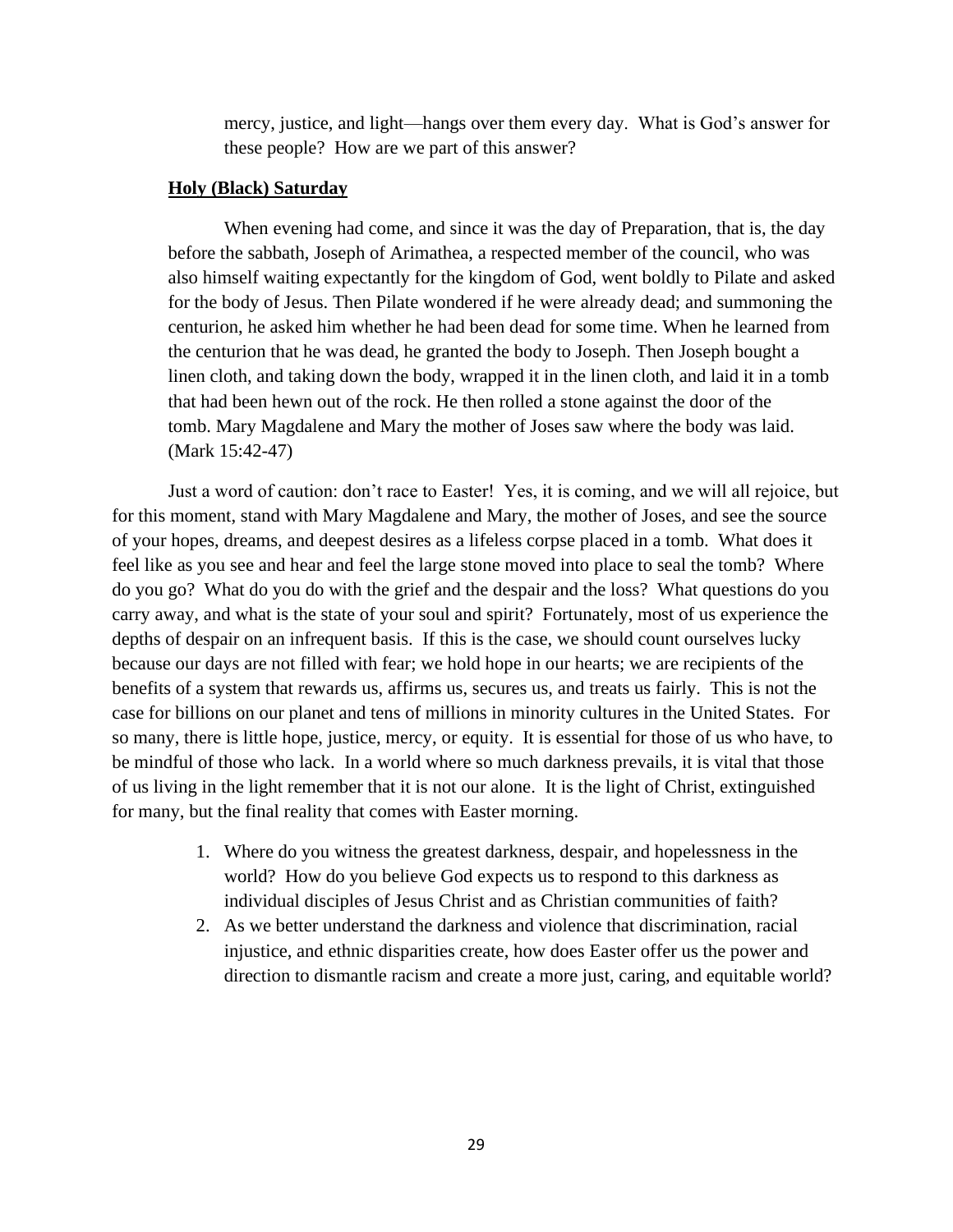mercy, justice, and light—hangs over them every day. What is God's answer for these people? How are we part of this answer?

**Holy (Black) Saturday**

When evening had come, and since it was the day of Preparation, that is, the day before the sabbath, Joseph of Arimathea, a respected member of the council, who was also himself waiting expectantly for the kingdom of God, went boldly to Pilate and asked for the body of Jesus. Then Pilate wondered if he were already dead; and summoning the centurion, he asked him whether he had been dead for some time. When he learned from the centurion that he was dead, he granted the body to Joseph. Then Joseph bought a linen cloth, and taking down the body, wrapped it in the linen cloth, and laid it in a tomb that had been hewn out of the rock. He then rolled a stone against the door of the tomb. Mary Magdalene and Mary the mother of Joses saw where the body was laid. (Mark 15:42-47)

Just a word of caution: don't race to Easter! Yes, it is coming, and we will all rejoice, but for this moment, stand with Mary Magdalene and Mary, the mother of Joses, and see the source of your hopes, dreams, and deepest desires as a lifeless corpse placed in a tomb. What does it feel like as you see and hear and feel the large stone moved into place to seal the tomb? Where do you go? What do you do with the grief and the despair and the loss? What questions do you carry away, and what is the state of your soul and spirit? Fortunately, most of us experience the depths of despair on an infrequent basis. If this is the case, we should count ourselves lucky because our days are not filled with fear; we hold hope in our hearts; we are recipients of the benefits of a system that rewards us, affirms us, secures us, and treats us fairly. This is not the case for billions on our planet and tens of millions in minority cultures in the United States. For so many, there is little hope, justice, mercy, or equity. It is essential for those of us who have, to be mindful of those who lack. In a world where so much darkness prevails, it is vital that those of us living in the light remember that it is not our alone. It is the light of Christ, extinguished for many, but the final reality that comes with Easter morning.

1. Where do you witness the greatest darkness, despair, and hopelessness in the world? How do you believe God expects us to respond to this darkness as individual disciples of Jesus Christ and as Christian communities of faith?
2. As we better understand the darkness and violence that discrimination, racial injustice, and ethnic disparities create, how does Easter offer us the power and direction to dismantle racism and create a more just, caring, and equitable world?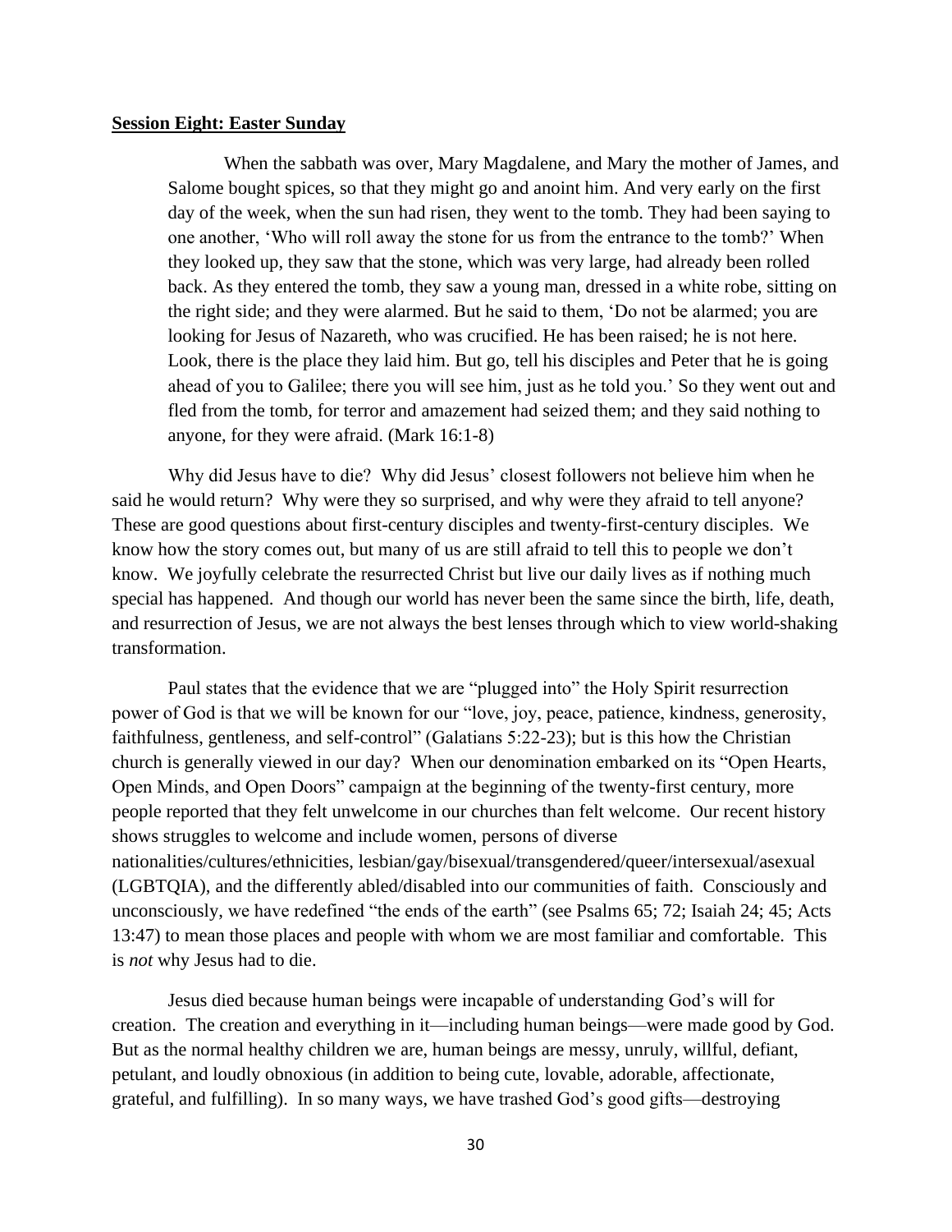**Session Eight: Easter Sunday**

> When the sabbath was over, Mary Magdalene, and Mary the mother of James, and Salome bought spices, so that they might go and anoint him. And very early on the first day of the week, when the sun had risen, they went to the tomb. They had been saying to one another, 'Who will roll away the stone for us from the entrance to the tomb?' When they looked up, they saw that the stone, which was very large, had already been rolled back. As they entered the tomb, they saw a young man, dressed in a white robe, sitting on the right side; and they were alarmed. But he said to them, 'Do not be alarmed; you are looking for Jesus of Nazareth, who was crucified. He has been raised; he is not here. Look, there is the place they laid him. But go, tell his disciples and Peter that he is going ahead of you to Galilee; there you will see him, just as he told you.' So they went out and fled from the tomb, for terror and amazement had seized them; and they said nothing to anyone, for they were afraid. (Mark 16:1-8)

Why did Jesus have to die? Why did Jesus' closest followers not believe him when he said he would return? Why were they so surprised, and why were they afraid to tell anyone? These are good questions about first-century disciples and twenty-first-century disciples. We know how the story comes out, but many of us are still afraid to tell this to people we don't know. We joyfully celebrate the resurrected Christ but live our daily lives as if nothing much special has happened. And though our world has never been the same since the birth, life, death, and resurrection of Jesus, we are not always the best lenses through which to view world-shaking transformation.

Paul states that the evidence that we are "plugged into" the Holy Spirit resurrection power of God is that we will be known for our "love, joy, peace, patience, kindness, generosity, faithfulness, gentleness, and self-control" (Galatians 5:22-23); but is this how the Christian church is generally viewed in our day? When our denomination embarked on its "Open Hearts, Open Minds, and Open Doors" campaign at the beginning of the twenty-first century, more people reported that they felt unwelcome in our churches than felt welcome. Our recent history shows struggles to welcome and include women, persons of diverse nationalities/cultures/ethnicities, lesbian/gay/bisexual/transgendered/queer/intersexual/asexual (LGBTQIA), and the differently abled/disabled into our communities of faith. Consciously and unconsciously, we have redefined "the ends of the earth" (see Psalms 65; 72; Isaiah 24; 45; Acts 13:47) to mean those places and people with whom we are most familiar and comfortable. This is *not* why Jesus had to die.

Jesus died because human beings were incapable of understanding God's will for creation. The creation and everything in it—including human beings—were made good by God. But as the normal healthy children we are, human beings are messy, unruly, willful, defiant, petulant, and loudly obnoxious (in addition to being cute, lovable, adorable, affectionate, grateful, and fulfilling). In so many ways, we have trashed God's good gifts—destroying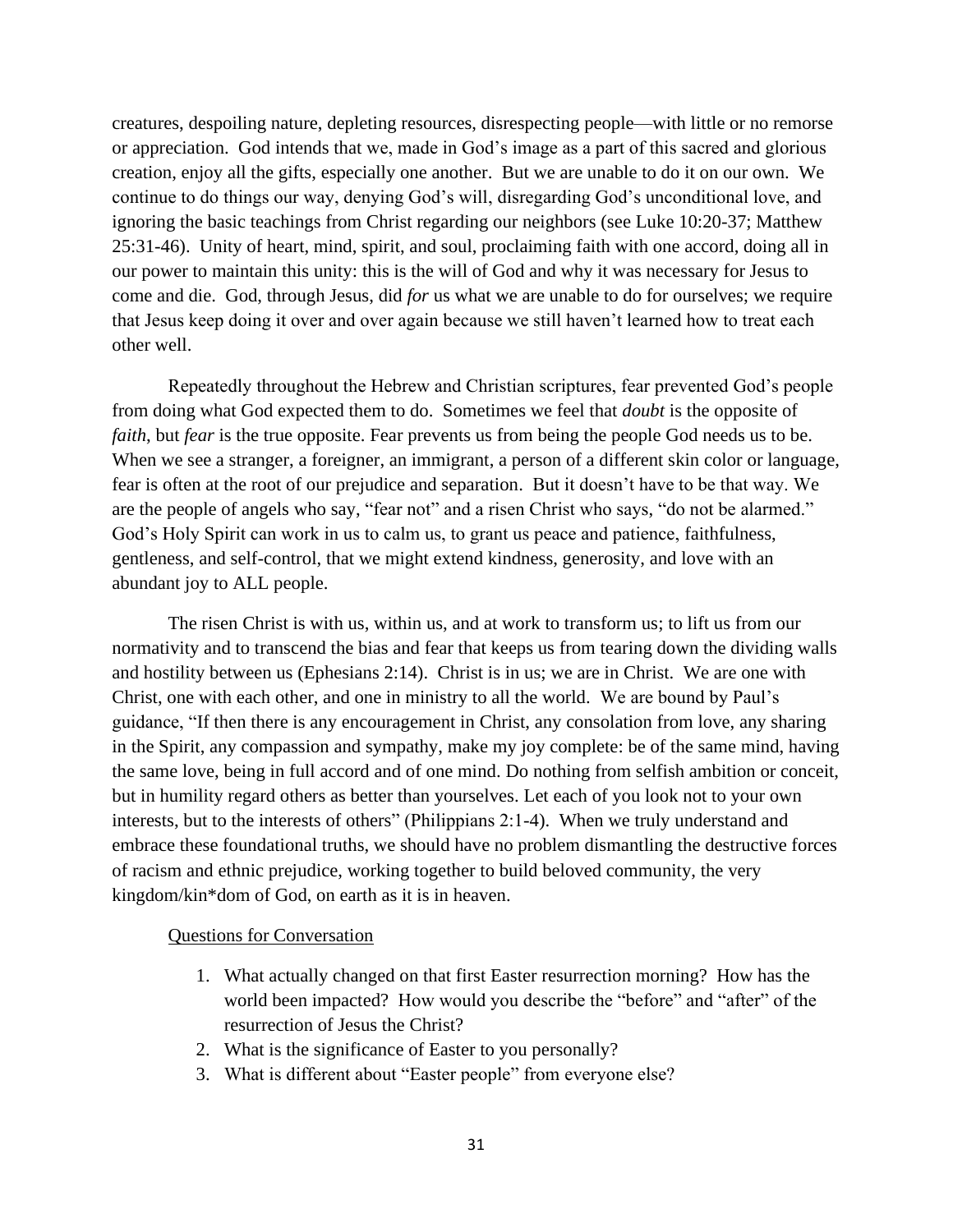creatures, despoiling nature, depleting resources, disrespecting people—with little or no remorse or appreciation. God intends that we, made in God's image as a part of this sacred and glorious creation, enjoy all the gifts, especially one another. But we are unable to do it on our own. We continue to do things our way, denying God's will, disregarding God's unconditional love, and ignoring the basic teachings from Christ regarding our neighbors (see Luke 10:20-37; Matthew 25:31-46). Unity of heart, mind, spirit, and soul, proclaiming faith with one accord, doing all in our power to maintain this unity: this is the will of God and why it was necessary for Jesus to come and die. God, through Jesus, did *for* us what we are unable to do for ourselves; we require that Jesus keep doing it over and over again because we still haven't learned how to treat each other well.

Repeatedly throughout the Hebrew and Christian scriptures, fear prevented God's people from doing what God expected them to do. Sometimes we feel that *doubt* is the opposite of *faith*, but *fear* is the true opposite. Fear prevents us from being the people God needs us to be. When we see a stranger, a foreigner, an immigrant, a person of a different skin color or language, fear is often at the root of our prejudice and separation. But it doesn't have to be that way. We are the people of angels who say, "fear not" and a risen Christ who says, "do not be alarmed." God's Holy Spirit can work in us to calm us, to grant us peace and patience, faithfulness, gentleness, and self-control, that we might extend kindness, generosity, and love with an abundant joy to ALL people.

The risen Christ is with us, within us, and at work to transform us; to lift us from our normativity and to transcend the bias and fear that keeps us from tearing down the dividing walls and hostility between us (Ephesians 2:14). Christ is in us; we are in Christ. We are one with Christ, one with each other, and one in ministry to all the world. We are bound by Paul's guidance, "If then there is any encouragement in Christ, any consolation from love, any sharing in the Spirit, any compassion and sympathy, make my joy complete: be of the same mind, having the same love, being in full accord and of one mind. Do nothing from selfish ambition or conceit, but in humility regard others as better than yourselves. Let each of you look not to your own interests, but to the interests of others" (Philippians 2:1-4). When we truly understand and embrace these foundational truths, we should have no problem dismantling the destructive forces of racism and ethnic prejudice, working together to build beloved community, the very kingdom/kin*dom of God, on earth as it is in heaven.

<u>Questions for Conversation</u>

1. What actually changed on that first Easter resurrection morning? How has the world been impacted? How would you describe the "before" and "after" of the resurrection of Jesus the Christ?
2. What is the significance of Easter to you personally?
3. What is different about "Easter people" from everyone else?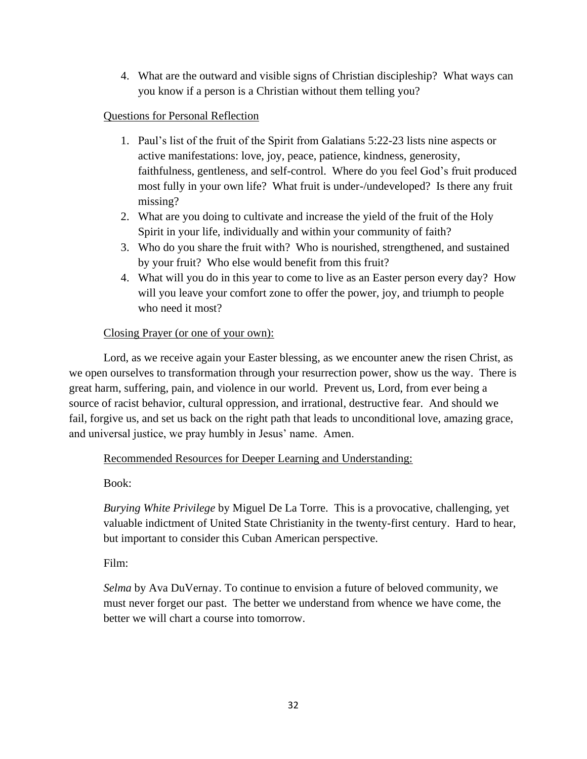4. What are the outward and visible signs of Christian discipleship? What ways can you know if a person is a Christian without them telling you?

Questions for Personal Reflection

1. Paul's list of the fruit of the Spirit from Galatians 5:22-23 lists nine aspects or active manifestations: love, joy, peace, patience, kindness, generosity, faithfulness, gentleness, and self-control. Where do you feel God's fruit produced most fully in your own life? What fruit is under-/undeveloped? Is there any fruit missing?
2. What are you doing to cultivate and increase the yield of the fruit of the Holy Spirit in your life, individually and within your community of faith?
3. Who do you share the fruit with? Who is nourished, strengthened, and sustained by your fruit? Who else would benefit from this fruit?
4. What will you do in this year to come to live as an Easter person every day? How will you leave your comfort zone to offer the power, joy, and triumph to people who need it most?

Closing Prayer (or one of your own):

Lord, as we receive again your Easter blessing, as we encounter anew the risen Christ, as we open ourselves to transformation through your resurrection power, show us the way. There is great harm, suffering, pain, and violence in our world. Prevent us, Lord, from ever being a source of racist behavior, cultural oppression, and irrational, destructive fear. And should we fail, forgive us, and set us back on the right path that leads to unconditional love, amazing grace, and universal justice, we pray humbly in Jesus' name. Amen.

Recommended Resources for Deeper Learning and Understanding:

Book:

*Burying White Privilege* by Miguel De La Torre. This is a provocative, challenging, yet valuable indictment of United State Christianity in the twenty-first century. Hard to hear, but important to consider this Cuban American perspective.

Film:

*Selma* by Ava DuVernay. To continue to envision a future of beloved community, we must never forget our past. The better we understand from whence we have come, the better we will chart a course into tomorrow.